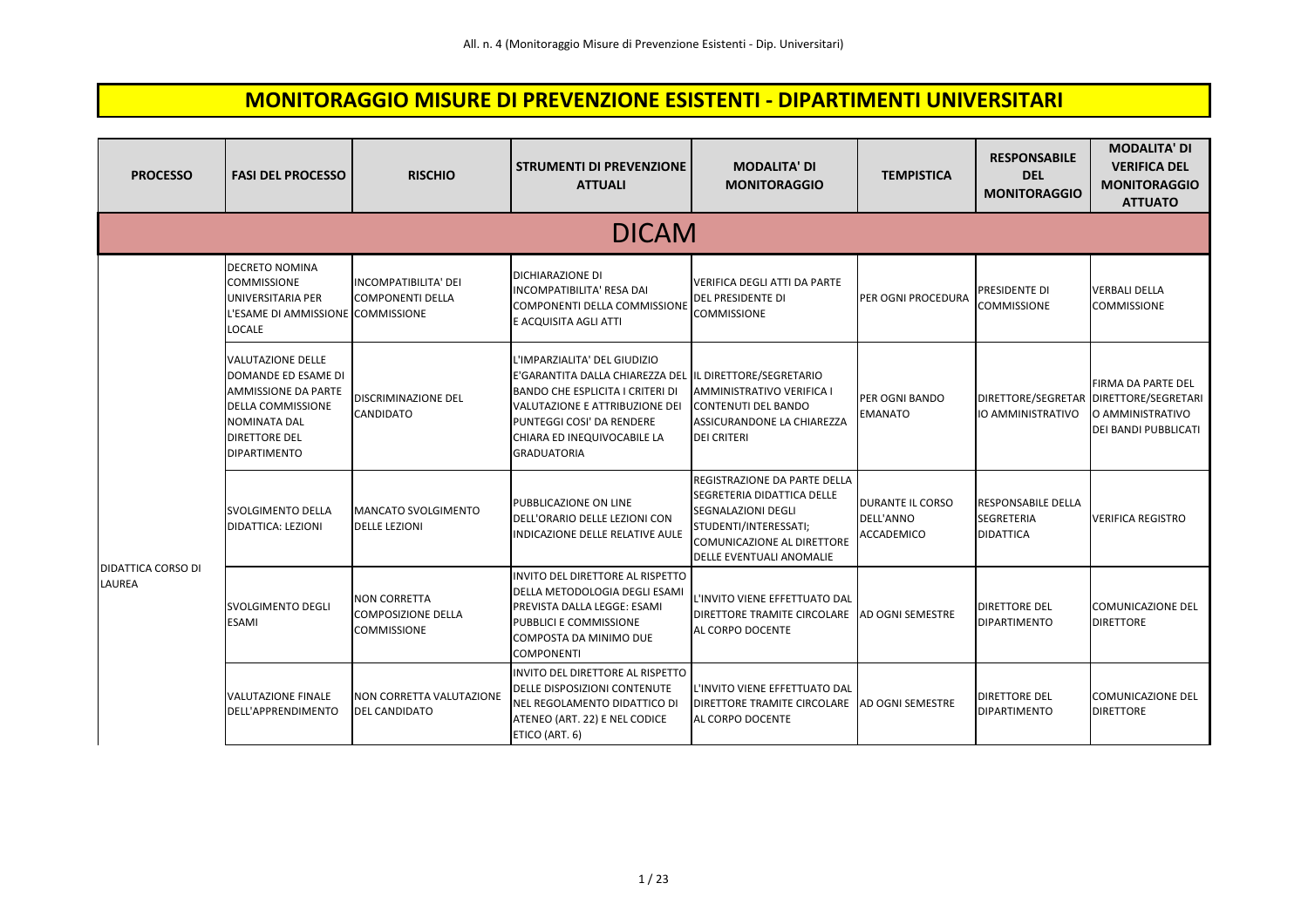All. n. 4 (Monitoraggio Misure di Prevenzione Esistenti - Dip. Universitari)

# MONITORAGGIO MISURE DI PREVENZIONE ESISTENTI - DIPARTIMENTI UNIVERSITARI

| PROCESSO | FASI DEL PROCESSO | RISCHIO | STRUMENTI DI PREVENZIONE ATTUALI | MODALITA' DI MONITORAGGIO | TEMPISTICA | RESPONSABILE DEL MONITORAGGIO | MODALITA' DI VERIFICA DEL MONITORAGGIO ATTUATO |
| --- | --- | --- | --- | --- | --- | --- | --- |
| **DICAM** | | | | | | | |
| DIDATTICA CORSO DI LAUREA | DECRETO NOMINA COMMISSIONE UNIVERSITARIA PER L'ESAME DI AMMISSIONE LOCALE | INCOMPATIBILITA' DEI COMPONENTI DELLA COMMISSIONE | DICHIARAZIONE DI INCOMPATIBILITA' RESA DAI COMPONENTI DELLA COMMISSIONE E ACQUISITA AGLI ATTI | VERIFICA DEGLI ATTI DA PARTE DEL PRESIDENTE DI COMMISSIONE | PER OGNI PROCEDURA | PRESIDENTE DI COMMISSIONE | VERBALI DELLA COMMISSIONE |
| | VALUTAZIONE DELLE DOMANDE ED ESAME DI AMMISSIONE DA PARTE DELLA COMMISSIONE NOMINATA DAL DIRETTORE DEL DIPARTIMENTO | DISCRIMINAZIONE DEL CANDIDATO | L'IMPARZIALITA' DEL GIUDIZIO E'GARANTITA DALLA CHIAREZZA DEL BANDO CHE ESPLICITA I CRITERI DI VALUTAZIONE E ATTRIBUZIONE DEI PUNTEGGI COSI' DA RENDERE CHIARA ED INEQUIVOCABILE LA GRADUATORIA | IL DIRETTORE/SEGRETARIO AMMINISTRATIVO VERIFICA I CONTENUTI DEL BANDO ASSICURANDONE LA CHIAREZZA DEI CRITERI | PER OGNI BANDO EMANATO | DIRETTORE/SEGRETARIO AMMINISTRATIVO | FIRMA DA PARTE DEL DIRETTORE/SEGRETARIO AMMINISTRATIVO DEI BANDI PUBBLICATI |
| | SVOLGIMENTO DELLA DIDATTICA: LEZIONI | MANCATO SVOLGIMENTO DELLE LEZIONI | PUBBLICAZIONE ON LINE DELL'ORARIO DELLE LEZIONI CON INDICAZIONE DELLE RELATIVE AULE | REGISTRAZIONE DA PARTE DELLA SEGRETERIA DIDATTICA DELLE SEGNALAZIONI DEGLI STUDENTI/INTERESSATI; COMUNICAZIONE AL DIRETTORE DELLE EVENTUALI ANOMALIE | DURANTE IL CORSO DELL'ANNO ACCADEMICO | RESPONSABILE DELLA SEGRETERIA DIDATTICA | VERIFICA REGISTRO |
| | SVOLGIMENTO DEGLI ESAMI | NON CORRETTA COMPOSIZIONE DELLA COMMISSIONE | INVITO DEL DIRETTORE AL RISPETTO DELLA METODOLOGIA DEGLI ESAMI PREVISTA DALLA LEGGE: ESAMI PUBBLICI E COMMISSIONE COMPOSTA DA MINIMO DUE COMPONENTI | L'INVITO VIENE EFFETTUATO DAL DIRETTORE TRAMITE CIRCOLARE AL CORPO DOCENTE | AD OGNI SEMESTRE | DIRETTORE DEL DIPARTIMENTO | COMUNICAZIONE DEL DIRETTORE |
| | VALUTAZIONE FINALE DELL'APPRENDIMENTO | NON CORRETTA VALUTAZIONE DEL CANDIDATO | INVITO DEL DIRETTORE AL RISPETTO DELLE DISPOSIZIONI CONTENUTE NEL REGOLAMENTO DIDATTICO DI ATENEO (ART. 22) E NEL CODICE ETICO (ART. 6) | L'INVITO VIENE EFFETTUATO DAL DIRETTORE TRAMITE CIRCOLARE AL CORPO DOCENTE | AD OGNI SEMESTRE | DIRETTORE DEL DIPARTIMENTO | COMUNICAZIONE DEL DIRETTORE |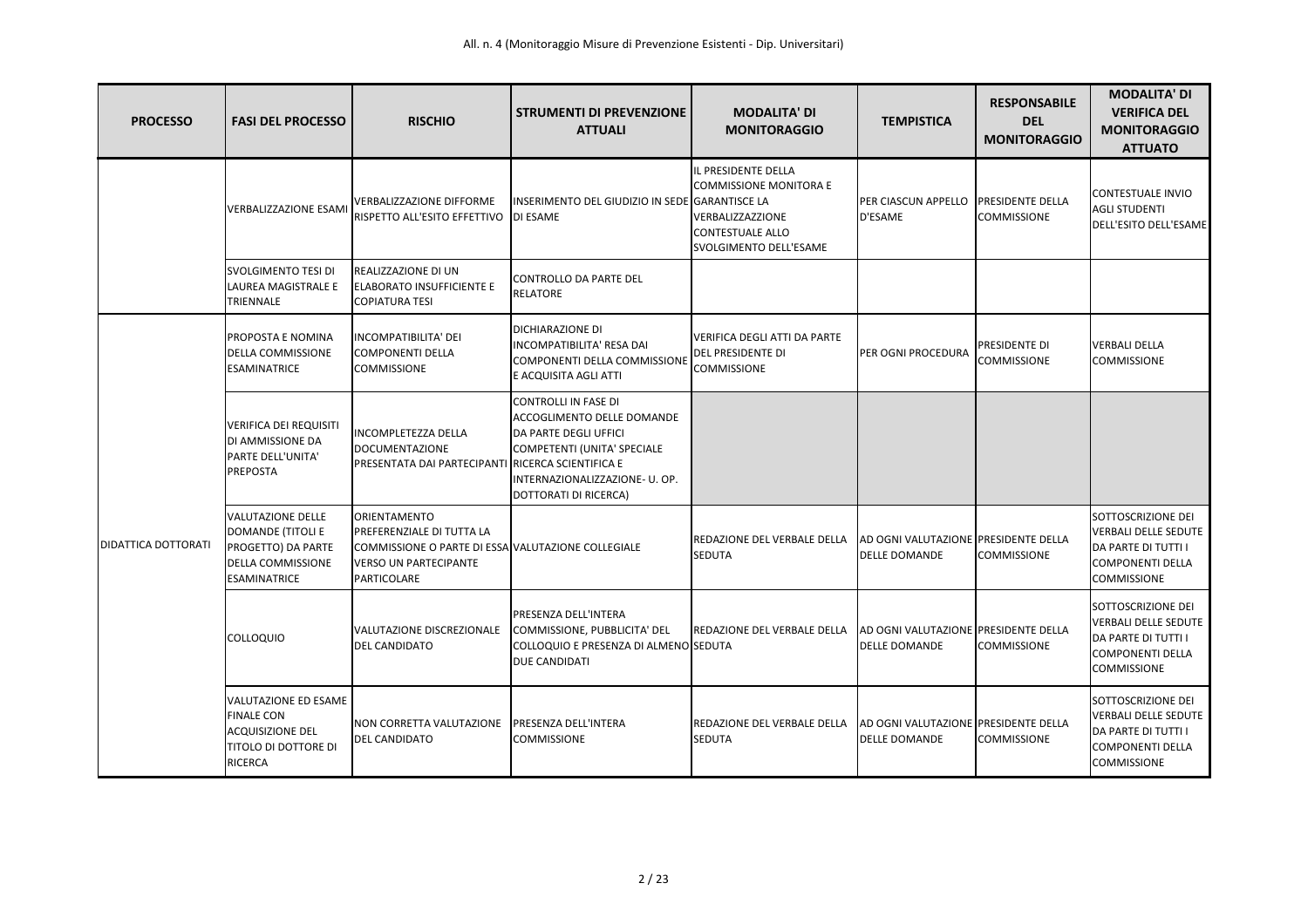| PROCESSO | FASI DEL PROCESSO | RISCHIO | STRUMENTI DI PREVENZIONE ATTUALI | MODALITA' DI MONITORAGGIO | TEMPISTICA | RESPONSABILE DEL MONITORAGGIO | MODALITA' DI VERIFICA DEL MONITORAGGIO ATTUATO |
|---|---|---|---|---|---|---|---|
| | VERBALIZZAZIONE ESAMI | VERBALIZZAZIONE DIFFORME RISPETTO ALL'ESITO EFFETTIVO | INSERIMENTO DEL GIUDIZIO IN SEDE DI ESAME | IL PRESIDENTE DELLA COMMISSIONE MONITORA E GARANTISCE LA VERBALIZZAZZIONE CONTESTUALE ALLO SVOLGIMENTO DELL'ESAME | PER CIASCUN APPELLO D'ESAME | PRESIDENTE DELLA COMMISSIONE | CONTESTUALE INVIO AGLI STUDENTI DELL'ESITO DELL'ESAME |
| | SVOLGIMENTO TESI DI LAUREA MAGISTRALE E TRIENNALE | REALIZZAZIONE DI UN ELABORATO INSUFFICIENTE E COPIATURA TESI | CONTROLLO DA PARTE DEL RELATORE | | | | |
| DIDATTICA DOTTORATI | PROPOSTA E NOMINA DELLA COMMISSIONE ESAMINATRICE | INCOMPATIBILITA' DEI COMPONENTI DELLA COMMISSIONE | DICHIARAZIONE DI INCOMPATIBILITA' RESA DAI COMPONENTI DELLA COMMISSIONE E ACQUISITA AGLI ATTI | VERIFICA DEGLI ATTI DA PARTE DEL PRESIDENTE DI COMMISSIONE | PER OGNI PROCEDURA | PRESIDENTE DI COMMISSIONE | VERBALI DELLA COMMISSIONE |
| | VERIFICA DEI REQUISITI DI AMMISSIONE DA PARTE DELL'UNITA' PREPOSTA | INCOMPLETEZZA DELLA DOCUMENTAZIONE PRESENTATA DAI PARTECIPANTI | CONTROLLI IN FASE DI ACCOGLIMENTO DELLE DOMANDE DA PARTE DEGLI UFFICI COMPETENTI (UNITA' SPECIALE RICERCA SCIENTIFICA E INTERNAZIONALIZZAZIONE- U. OP. DOTTORATI DI RICERCA) | | | | |
| | VALUTAZIONE DELLE DOMANDE (TITOLI E PROGETTO) DA PARTE DELLA COMMISSIONE ESAMINATRICE | ORIENTAMENTO PREFERENZIALE DI TUTTA LA COMMISSIONE O PARTE DI ESSA VERSO UN PARTECIPANTE PARTICOLARE | VALUTAZIONE COLLEGIALE | REDAZIONE DEL VERBALE DELLA SEDUTA | AD OGNI VALUTAZIONE DELLE DOMANDE | PRESIDENTE DELLA COMMISSIONE | SOTTOSCRIZIONE DEI VERBALI DELLE SEDUTE DA PARTE DI TUTTI I COMPONENTI DELLA COMMISSIONE |
| | COLLOQUIO | VALUTAZIONE DISCREZIONALE DEL CANDIDATO | PRESENZA DELL'INTERA COMMISSIONE, PUBBLICITA' DEL COLLOQUIO E PRESENZA DI ALMENO DUE CANDIDATI | REDAZIONE DEL VERBALE DELLA SEDUTA | AD OGNI VALUTAZIONE DELLE DOMANDE | PRESIDENTE DELLA COMMISSIONE | SOTTOSCRIZIONE DEI VERBALI DELLE SEDUTE DA PARTE DI TUTTI I COMPONENTI DELLA COMMISSIONE |
| | VALUTAZIONE ED ESAME FINALE CON ACQUISIZIONE DEL TITOLO DI DOTTORE DI RICERCA | NON CORRETTA VALUTAZIONE DEL CANDIDATO | PRESENZA DELL'INTERA COMMISSIONE | REDAZIONE DEL VERBALE DELLA SEDUTA | AD OGNI VALUTAZIONE DELLE DOMANDE | PRESIDENTE DELLA COMMISSIONE | SOTTOSCRIZIONE DEI VERBALI DELLE SEDUTE DA PARTE DI TUTTI I COMPONENTI DELLA COMMISSIONE |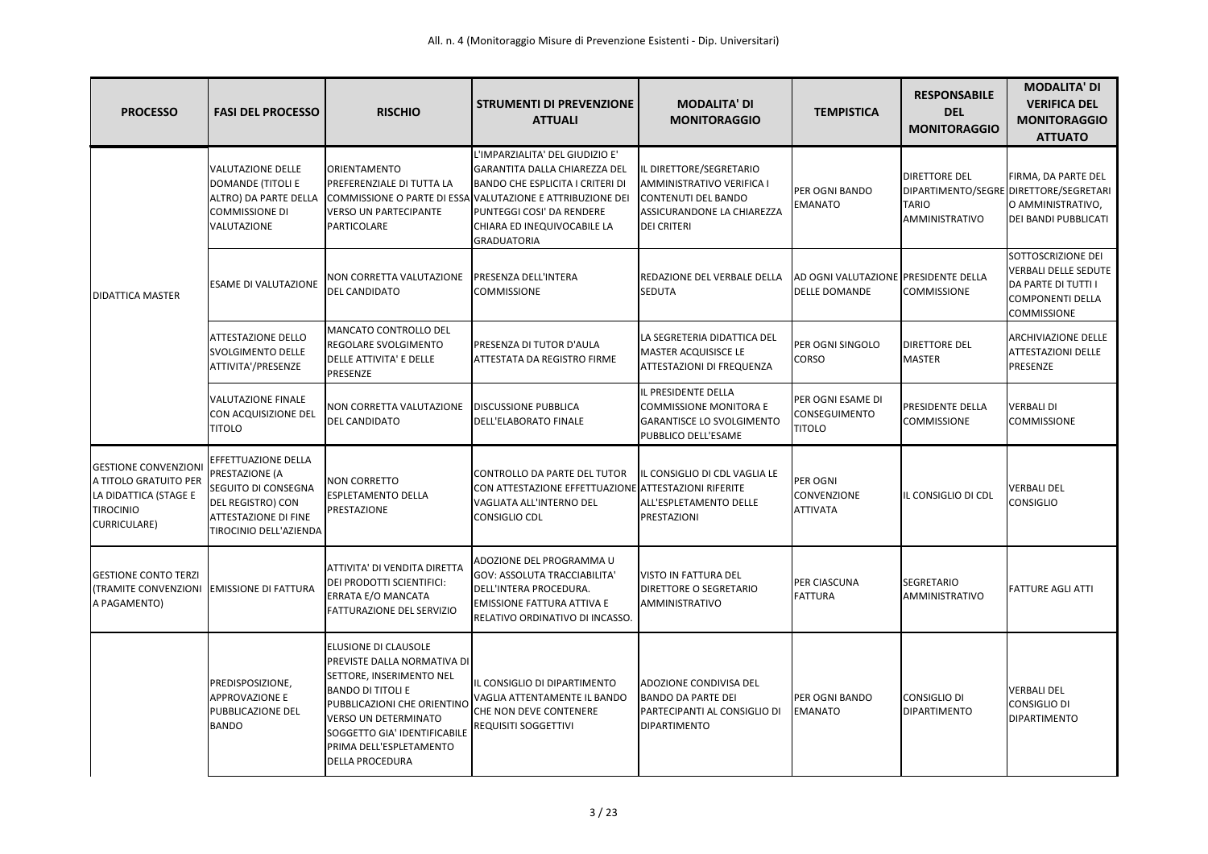| PROCESSO | FASI DEL PROCESSO | RISCHIO | STRUMENTI DI PREVENZIONE ATTUALI | MODALITA' DI MONITORAGGIO | TEMPISTICA | RESPONSABILE DEL MONITORAGGIO | MODALITA' DI VERIFICA DEL MONITORAGGIO ATTUATO |
|---|---|---|---|---|---|---|---|
| DIDATTICA MASTER | VALUTAZIONE DELLE DOMANDE (TITOLI E ALTRO) DA PARTE DELLA COMMISSIONE DI VALUTAZIONE | ORIENTAMENTO PREFERENZIALE DI TUTTA LA COMMISSIONE O PARTE DI ESSA VERSO UN PARTECIPANTE PARTICOLARE | L'IMPARZIALITA' DEL GIUDIZIO E' GARANTITA DALLA CHIAREZZA DEL BANDO CHE ESPLICITA I CRITERI DI VALUTAZIONE E ATTRIBUZIONE DEI PUNTEGGI COSI' DA RENDERE CHIARA ED INEQUIVOCABILE LA GRADUATORIA | IL DIRETTORE/SEGRETARIO AMMINISTRATIVO VERIFICA I CONTENUTI DEL BANDO ASSICURANDONE LA CHIAREZZA DEI CRITERI | PER OGNI BANDO EMANATO | DIRETTORE DEL DIPARTIMENTO/SEGRETARIO AMMINISTRATIVO | FIRMA, DA PARTE DEL DIRETTORE/SEGRETARIO AMMINISTRATIVO, DEI BANDI PUBBLICATI |
| | ESAME DI VALUTAZIONE | NON CORRETTA VALUTAZIONE DEL CANDIDATO | PRESENZA DELL'INTERA COMMISSIONE | REDAZIONE DEL VERBALE DELLA SEDUTA | AD OGNI VALUTAZIONE DELLE DOMANDE | PRESIDENTE DELLA COMMISSIONE | SOTTOSCRIZIONE DEI VERBALI DELLE SEDUTE DA PARTE DI TUTTI I COMPONENTI DELLA COMMISSIONE |
| | ATTESTAZIONE DELLO SVOLGIMENTO DELLE ATTIVITA'/PRESENZE | MANCATO CONTROLLO DEL REGOLARE SVOLGIMENTO DELLE ATTIVITA' E DELLE PRESENZE | PRESENZA DI TUTOR D'AULA ATTESTATA DA REGISTRO FIRME | LA SEGRETERIA DIDATTICA DEL MASTER ACQUISISCE LE ATTESTAZIONI DI FREQUENZA | PER OGNI SINGOLO CORSO | DIRETTORE DEL MASTER | ARCHIVIAZIONE DELLE ATTESTAZIONI DELLE PRESENZE |
| | VALUTAZIONE FINALE CON ACQUISIZIONE DEL TITOLO | NON CORRETTA VALUTAZIONE DEL CANDIDATO | DISCUSSIONE PUBBLICA DELL'ELABORATO FINALE | IL PRESIDENTE DELLA COMMISSIONE MONITORA E GARANTISCE LO SVOLGIMENTO PUBBLICO DELL'ESAME | PER OGNI ESAME DI CONSEGUIMENTO TITOLO | PRESIDENTE DELLA COMMISSIONE | VERBALI DI COMMISSIONE |
| GESTIONE CONVENZIONI A TITOLO GRATUITO PER LA DIDATTICA (STAGE E TIROCINIO CURRICULARE) | EFFETTUAZIONE DELLA PRESTAZIONE (A SEGUITO DI CONSEGNA DEL REGISTRO) CON ATTESTAZIONE DI FINE TIROCINIO DELL'AZIENDA | NON CORRETTO ESPLETAMENTO DELLA PRESTAZIONE | CONTROLLO DA PARTE DEL TUTOR CON ATTESTAZIONE EFFETTUAZIONE VAGLIATA ALL'INTERNO DEL CONSIGLIO CDL | IL CONSIGLIO DI CDL VAGLIA LE ATTESTAZIONI RIFERITE ALL'ESPLETAMENTO DELLE PRESTAZIONI | PER OGNI CONVENZIONE ATTIVATA | IL CONSIGLIO DI CDL | VERBALI DEL CONSIGLIO |
| GESTIONE CONTO TERZI (TRAMITE CONVENZIONI A PAGAMENTO) | EMISSIONE DI FATTURA | ATTIVITA' DI VENDITA DIRETTA DEI PRODOTTI SCIENTIFICI: ERRATA E/O MANCATA FATTURAZIONE DEL SERVIZIO | ADOZIONE DEL PROGRAMMA U GOV: ASSOLUTA TRACCIABILITA' DELL'INTERA PROCEDURA. EMISSIONE FATTURA ATTIVA E RELATIVO ORDINATIVO DI INCASSO. | VISTO IN FATTURA DEL DIRETTORE O SEGRETARIO AMMINISTRATIVO | PER CIASCUNA FATTURA | SEGRETARIO AMMINISTRATIVO | FATTURE AGLI ATTI |
| | PREDISPOSIZIONE, APPROVAZIONE E PUBBLICAZIONE DEL BANDO | ELUSIONE DI CLAUSOLE PREVISTE DALLA NORMATIVA DI SETTORE, INSERIMENTO NEL BANDO DI TITOLI E PUBBLICAZIONI CHE ORIENTINO VERSO UN DETERMINATO SOGGETTO GIA' IDENTIFICABILE PRIMA DELL'ESPLETAMENTO DELLA PROCEDURA | IL CONSIGLIO DI DIPARTIMENTO VAGLIA ATTENTAMENTE IL BANDO CHE NON DEVE CONTENERE REQUISITI SOGGETTIVI | ADOZIONE CONDIVISA DEL BANDO DA PARTE DEI PARTECIPANTI AL CONSIGLIO DI DIPARTIMENTO | PER OGNI BANDO EMANATO | CONSIGLIO DI DIPARTIMENTO | VERBALI DEL CONSIGLIO DI DIPARTIMENTO |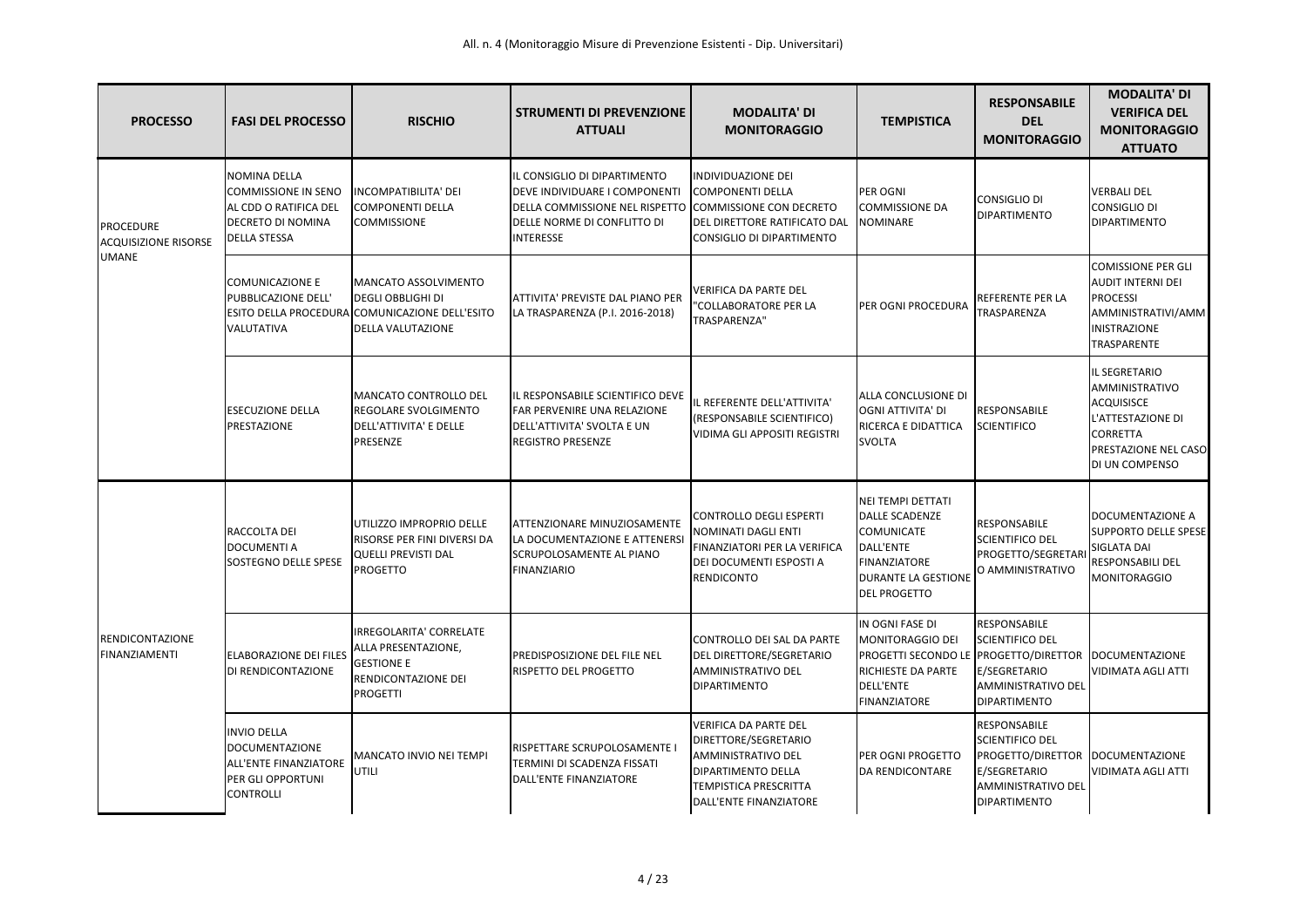All. n. 4 (Monitoraggio Misure di Prevenzione Esistenti - Dip. Universitari)

| PROCESSO | FASI DEL PROCESSO | RISCHIO | STRUMENTI DI PREVENZIONE ATTUALI | MODALITA' DI MONITORAGGIO | TEMPISTICA | RESPONSABILE DEL MONITORAGGIO | MODALITA' DI VERIFICA DEL MONITORAGGIO ATTUATO |
|---|---|---|---|---|---|---|---|
| PROCEDURE ACQUISIZIONE RISORSE UMANE | NOMINA DELLA COMMISSIONE IN SENO AL CDD O RATIFICA DEL DECRETO DI NOMINA DELLA STESSA | INCOMPATIBILITA' DEI COMPONENTI DELLA COMMISSIONE | IL CONSIGLIO DI DIPARTIMENTO DEVE INDIVIDUARE I COMPONENTI DELLA COMMISSIONE NEL RISPETTO DELLE NORME DI CONFLITTO DI INTERESSE | INDIVIDUAZIONE DEI COMPONENTI DELLA COMMISSIONE CON DECRETO DEL DIRETTORE RATIFICATO DAL CONSIGLIO DI DIPARTIMENTO | PER OGNI COMMISSIONE DA NOMINARE | CONSIGLIO DI DIPARTIMENTO | VERBALI DEL CONSIGLIO DI DIPARTIMENTO |
| | COMUNICAZIONE E PUBBLICAZIONE DELL' ESITO DELLA PROCEDURA VALUTATIVA | MANCATO ASSOLVIMENTO DEGLI OBBLIGHI DI COMUNICAZIONE DELL'ESITO DELLA VALUTAZIONE | ATTIVITA' PREVISTE DAL PIANO PER LA TRASPARENZA (P.I. 2016-2018) | VERIFICA DA PARTE DEL "COLLABORATORE PER LA TRASPARENZA" | PER OGNI PROCEDURA | REFERENTE PER LA TRASPARENZA | COMISSIONE PER GLI AUDIT INTERNI DEI PROCESSI AMMINISTRATIVI/AMMINISTRAZIONE TRASPARENTE |
| | ESECUZIONE DELLA PRESTAZIONE | MANCATO CONTROLLO DEL REGOLARE SVOLGIMENTO DELL'ATTIVITA' E DELLE PRESENZE | IL RESPONSABILE SCIENTIFICO DEVE FAR PERVENIRE UNA RELAZIONE DELL'ATTIVITA' SVOLTA E UN REGISTRO PRESENZE | IL REFERENTE DELL'ATTIVITA' (RESPONSABILE SCIENTIFICO) VIDIMA GLI APPOSITI REGISTRI | ALLA CONCLUSIONE DI OGNI ATTIVITA' DI RICERCA E DIDATTICA SVOLTA | RESPONSABILE SCIENTIFICO | IL SEGRETARIO AMMINISTRATIVO ACQUISISCE L'ATTESTAZIONE DI CORRETTA PRESTAZIONE NEL CASO DI UN COMPENSO |
| RENDICONTAZIONE FINANZIAMENTI | RACCOLTA DEI DOCUMENTI A SOSTEGNO DELLE SPESE | UTILIZZO IMPROPRIO DELLE RISORSE PER FINI DIVERSI DA QUELLI PREVISTI DAL PROGETTO | ATTENZIONARE MINUZIOSAMENTE LA DOCUMENTAZIONE E ATTENERSI SCRUPOLOSAMENTE AL PIANO FINANZIARIO | CONTROLLO DEGLI ESPERTI NOMINATI DAGLI ENTI FINANZIATORI PER LA VERIFICA DEI DOCUMENTI ESPOSTI A RENDICONTO | NEI TEMPI DETTATI DALLE SCADENZE COMUNICATE DALL'ENTE FINANZIATORE DURANTE LA GESTIONE DEL PROGETTO | RESPONSABILE SCIENTIFICO DEL PROGETTO/SEGRETARIO AMMINISTRATIVO | DOCUMENTAZIONE A SUPPORTO DELLE SPESE SIGLATA DAI RESPONSABILI DEL MONITORAGGIO |
| | ELABORAZIONE DEI FILES DI RENDICONTAZIONE | IRREGOLARITA' CORRELATE ALLA PRESENTAZIONE, GESTIONE E RENDICONTAZIONE DEI PROGETTI | PREDISPOSIZIONE DEL FILE NEL RISPETTO DEL PROGETTO | CONTROLLO DEI SAL DA PARTE DEL DIRETTORE/SEGRETARIO AMMINISTRATIVO DEL DIPARTIMENTO | IN OGNI FASE DI MONITORAGGIO DEI PROGETTI SECONDO LE RICHIESTE DA PARTE DELL'ENTE FINANZIATORE | RESPONSABILE SCIENTIFICO DEL PROGETTO/DIRETTORE/SEGRETARIO AMMINISTRATIVO DEL DIPARTIMENTO | DOCUMENTAZIONE VIDIMATA AGLI ATTI |
| | INVIO DELLA DOCUMENTAZIONE ALL'ENTE FINANZIATORE PER GLI OPPORTUNI CONTROLLI | MANCATO INVIO NEI TEMPI UTILI | RISPETTARE SCRUPOLOSAMENTE I TERMINI DI SCADENZA FISSATI DALL'ENTE FINANZIATORE | VERIFICA DA PARTE DEL DIRETTORE/SEGRETARIO AMMINISTRATIVO DEL DIPARTIMENTO DELLA TEMPISTICA PRESCRITTA DALL'ENTE FINANZIATORE | PER OGNI PROGETTO DA RENDICONTARE | RESPONSABILE SCIENTIFICO DEL PROGETTO/DIRETTORE/SEGRETARIO AMMINISTRATIVO DEL DIPARTIMENTO | DOCUMENTAZIONE VIDIMATA AGLI ATTI |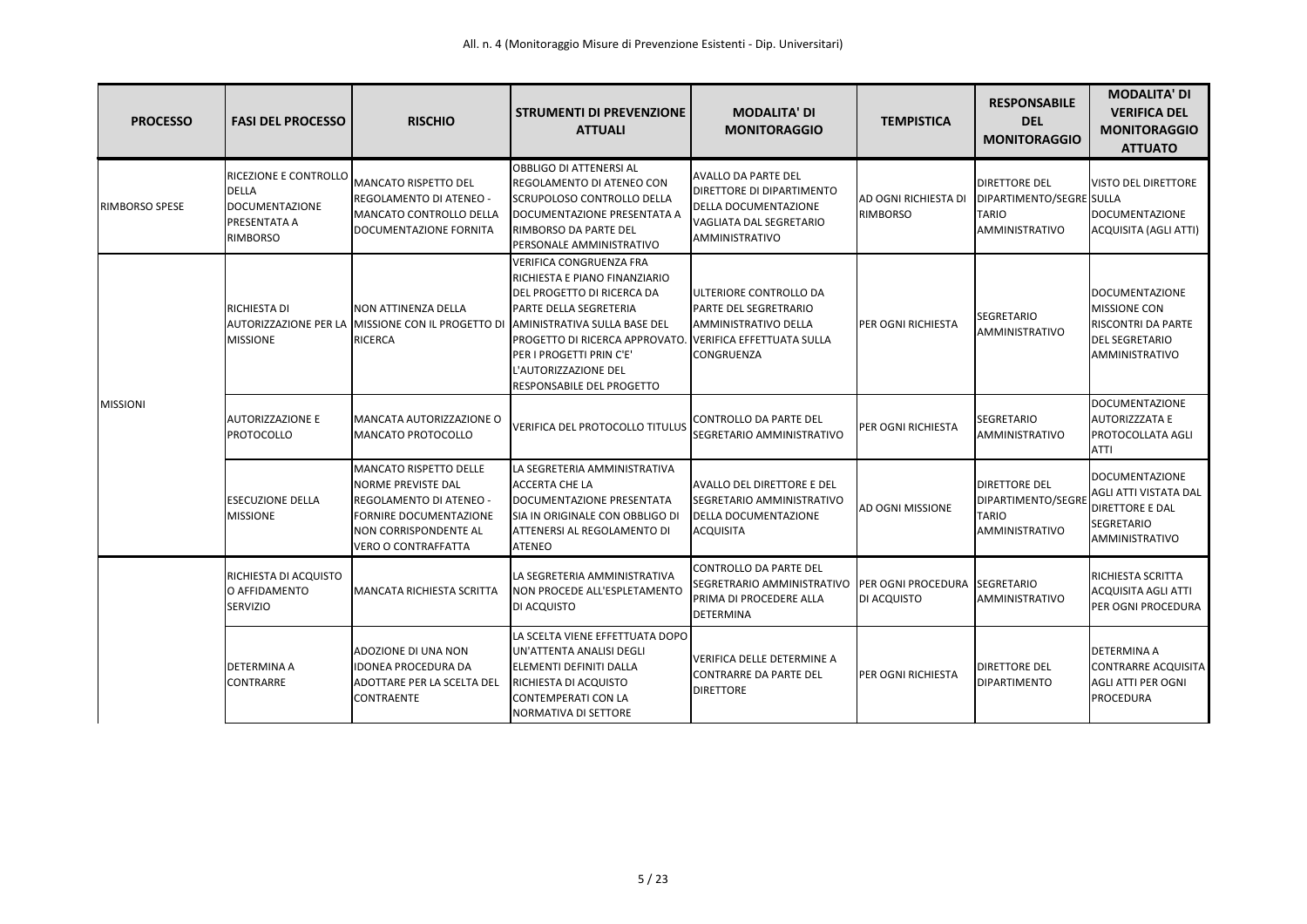All. n. 4 (Monitoraggio Misure di Prevenzione Esistenti - Dip. Universitari)

| PROCESSO | FASI DEL PROCESSO | RISCHIO | STRUMENTI DI PREVENZIONE ATTUALI | MODALITA' DI MONITORAGGIO | TEMPISTICA | RESPONSABILE DEL MONITORAGGIO | MODALITA' DI VERIFICA DEL MONITORAGGIO ATTUATO |
|---|---|---|---|---|---|---|---|
| RIMBORSO SPESE | RICEZIONE E CONTROLLO DELLA DOCUMENTAZIONE PRESENTATA A RIMBORSO | MANCATO RISPETTO DEL REGOLAMENTO DI ATENEO - MANCATO CONTROLLO DELLA DOCUMENTAZIONE FORNITA | OBBLIGO DI ATTENERSI AL REGOLAMENTO DI ATENEO CON SCRUPOLOSO CONTROLLO DELLA DOCUMENTAZIONE PRESENTATA A RIMBORSO DA PARTE DEL PERSONALE AMMINISTRATIVO | AVALLO DA PARTE DEL DIRETTORE DI DIPARTIMENTO DELLA DOCUMENTAZIONE VAGLIATA DAL SEGRETARIO AMMINISTRATIVO | AD OGNI RICHIESTA DI RIMBORSO | DIRETTORE DEL DIPARTIMENTO/SEGRETARIO AMMINISTRATIVO | VISTO DEL DIRETTORE SULLA DOCUMENTAZIONE ACQUISITA (AGLI ATTI) |
| MISSIONI | RICHIESTA DI AUTORIZZAZIONE PER LA MISSIONE | NON ATTINENZA DELLA MISSIONE CON IL PROGETTO DI RICERCA | VERIFICA CONGRUENZA FRA RICHIESTA E PIANO FINANZIARIO DEL PROGETTO DI RICERCA DA PARTE DELLA SEGRETERIA AMINISTRATIVA SULLA BASE DEL PROGETTO DI RICERCA APPROVATO. PER I PROGETTI PRIN C'E' L'AUTORIZZAZIONE DEL RESPONSABILE DEL PROGETTO | ULTERIORE CONTROLLO DA PARTE DEL SEGRETRARIO AMMINISTRATIVO DELLA VERIFICA EFFETTUATA SULLA CONGRUENZA | PER OGNI RICHIESTA | SEGRETARIO AMMINISTRATIVO | DOCUMENTAZIONE MISSIONE CON RISCONTRI DA PARTE DEL SEGRETARIO AMMINISTRATIVO |
| | AUTORIZZAZIONE E PROTOCOLLO | MANCATA AUTORIZZAZIONE O MANCATO PROTOCOLLO | VERIFICA DEL PROTOCOLLO TITULUS | CONTROLLO DA PARTE DEL SEGRETARIO AMMINISTRATIVO | PER OGNI RICHIESTA | SEGRETARIO AMMINISTRATIVO | DOCUMENTAZIONE AUTORIZZZATA E PROTOCOLLATA AGLI ATTI |
| | ESECUZIONE DELLA MISSIONE | MANCATO RISPETTO DELLE NORME PREVISTE DAL REGOLAMENTO DI ATENEO - FORNIRE DOCUMENTAZIONE NON CORRISPONDENTE AL VERO O CONTRAFFATTA | LA SEGRETERIA AMMINISTRATIVA ACCERTA CHE LA DOCUMENTAZIONE PRESENTATA SIA IN ORIGINALE CON OBBLIGO DI ATTENERSI AL REGOLAMENTO DI ATENEO | AVALLO DEL DIRETTORE E DEL SEGRETARIO AMMINISTRATIVO DELLA DOCUMENTAZIONE ACQUISITA | AD OGNI MISSIONE | DIRETTORE DEL DIPARTIMENTO/SEGRETARIO AMMINISTRATIVO | DOCUMENTAZIONE AGLI ATTI VISTATA DAL DIRETTORE E DAL SEGRETARIO AMMINISTRATIVO |
| | RICHIESTA DI ACQUISTO O AFFIDAMENTO SERVIZIO | MANCATA RICHIESTA SCRITTA | LA SEGRETERIA AMMINISTRATIVA NON PROCEDE ALL'ESPLETAMENTO DI ACQUISTO | CONTROLLO DA PARTE DEL SEGRETRARIO AMMINISTRATIVO PRIMA DI PROCEDERE ALLA DETERMINA | PER OGNI PROCEDURA DI ACQUISTO | SEGRETARIO AMMINISTRATIVO | RICHIESTA SCRITTA ACQUISITA AGLI ATTI PER OGNI PROCEDURA |
| | DETERMINA A CONTRARRE | ADOZIONE DI UNA NON IDONEA PROCEDURA DA ADOTTARE PER LA SCELTA DEL CONTRAENTE | LA SCELTA VIENE EFFETTUATA DOPO UN'ATTENTA ANALISI DEGLI ELEMENTI DEFINITI DALLA RICHIESTA DI ACQUISTO CONTEMPERATI CON LA NORMATIVA DI SETTORE | VERIFICA DELLE DETERMINE A CONTRARRE DA PARTE DEL DIRETTORE | PER OGNI RICHIESTA | DIRETTORE DEL DIPARTIMENTO | DETERMINA A CONTRARRE ACQUISITA AGLI ATTI PER OGNI PROCEDURA |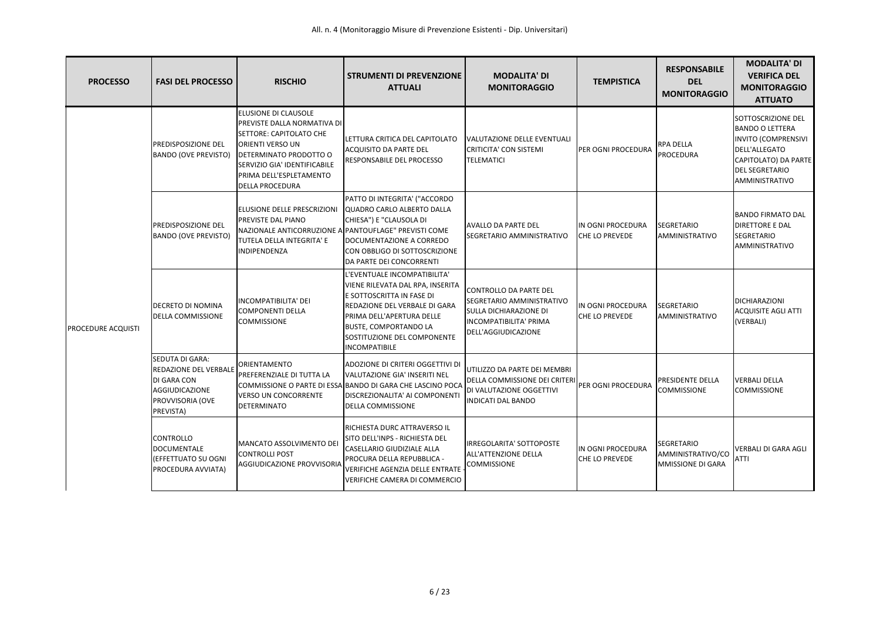All. n. 4 (Monitoraggio Misure di Prevenzione Esistenti - Dip. Universitari)

| PROCESSO | FASI DEL PROCESSO | RISCHIO | STRUMENTI DI PREVENZIONE ATTUALI | MODALITA' DI MONITORAGGIO | TEMPISTICA | RESPONSABILE DEL MONITORAGGIO | MODALITA' DI VERIFICA DEL MONITORAGGIO ATTUATO |
|---|---|---|---|---|---|---|---|
| PROCEDURE ACQUISTI | PREDISPOSIZIONE DEL BANDO (OVE PREVISTO) | ELUSIONE DI CLAUSOLE PREVISTE DALLA NORMATIVA DI SETTORE: CAPITOLATO CHE ORIENTI VERSO UN DETERMINATO PRODOTTO O SERVIZIO GIA' IDENTIFICABILE PRIMA DELL'ESPLETAMENTO DELLA PROCEDURA | LETTURA CRITICA DEL CAPITOLATO ACQUISITO DA PARTE DEL RESPONSABILE DEL PROCESSO | VALUTAZIONE DELLE EVENTUALI CRITICITA' CON SISTEMI TELEMATICI | PER OGNI PROCEDURA | RPA DELLA PROCEDURA | SOTTOSCRIZIONE DEL BANDO O LETTERA INVITO (COMPRENSIVI DELL'ALLEGATO CAPITOLATO) DA PARTE DEL SEGRETARIO AMMINISTRATIVO |
| | PREDISPOSIZIONE DEL BANDO (OVE PREVISTO) | ELUSIONE DELLE PRESCRIZIONI PREVISTE DAL PIANO NAZIONALE ANTICORRUZIONE A TUTELA DELLA INTEGRITA' E INDIPENDENZA | PATTO DI INTEGRITA' ("ACCORDO QUADRO CARLO ALBERTO DALLA CHIESA") E "CLAUSOLA DI PANTOUFLAGE" PREVISTI COME DOCUMENTAZIONE A CORREDO CON OBBLIGO DI SOTTOSCRIZIONE DA PARTE DEI CONCORRENTI | AVALLO DA PARTE DEL SEGRETARIO AMMINISTRATIVO | IN OGNI PROCEDURA CHE LO PREVEDE | SEGRETARIO AMMINISTRATIVO | BANDO FIRMATO DAL DIRETTORE E DAL SEGRETARIO AMMINISTRATIVO |
| | DECRETO DI NOMINA DELLA COMMISSIONE | INCOMPATIBILITA' DEI COMPONENTI DELLA COMMISSIONE | L'EVENTUALE INCOMPATIBILITA' VIENE RILEVATA DAL RPA, INSERITA E SOTTOSCRITTA IN FASE DI REDAZIONE DEL VERBALE DI GARA PRIMA DELL'APERTURA DELLE BUSTE, COMPORTANDO LA SOSTITUZIONE DEL COMPONENTE INCOMPATIBILE | CONTROLLO DA PARTE DEL SEGRETARIO AMMINISTRATIVO SULLA DICHIARAZIONE DI INCOMPATIBILITA' PRIMA DELL'AGGIUDICAZIONE | IN OGNI PROCEDURA CHE LO PREVEDE | SEGRETARIO AMMINISTRATIVO | DICHIARAZIONI ACQUISITE AGLI ATTI (VERBALI) |
| | SEDUTA DI GARA: REDAZIONE DEL VERBALE DI GARA CON AGGIUDICAZIONE PROVVISORIA (OVE PREVISTA) | ORIENTAMENTO PREFERENZIALE DI TUTTA LA COMMISSIONE O PARTE DI ESSA VERSO UN CONCORRENTE DETERMINATO | ADOZIONE DI CRITERI OGGETTIVI DI VALUTAZIONE GIA' INSERITI NEL BANDO DI GARA CHE LASCINO POCA DISCREZIONALITA' AI COMPONENTI DELLA COMMISSIONE | UTILIZZO DA PARTE DEI MEMBRI DELLA COMMISSIONE DEI CRITERI DI VALUTAZIONE OGGETTIVI INDICATI DAL BANDO | PER OGNI PROCEDURA | PRESIDENTE DELLA COMMISSIONE | VERBALI DELLA COMMISSIONE |
| | CONTROLLO DOCUMENTALE (EFFETTUATO SU OGNI PROCEDURA AVVIATA) | MANCATO ASSOLVIMENTO DEI CONTROLLI POST AGGIUDICAZIONE PROVVISORIA | RICHIESTA DURC ATTRAVERSO IL SITO DELL'INPS - RICHIESTA DEL CASELLARIO GIUDIZIALE ALLA PROCURA DELLA REPUBBLICA - VERIFICHE AGENZIA DELLE ENTRATE - VERIFICHE CAMERA DI COMMERCIO | IRREGOLARITA' SOTTOPOSTE ALL'ATTENZIONE DELLA COMMISSIONE | IN OGNI PROCEDURA CHE LO PREVEDE | SEGRETARIO AMMINISTRATIVO/COMMISSIONE DI GARA | VERBALI DI GARA AGLI ATTI |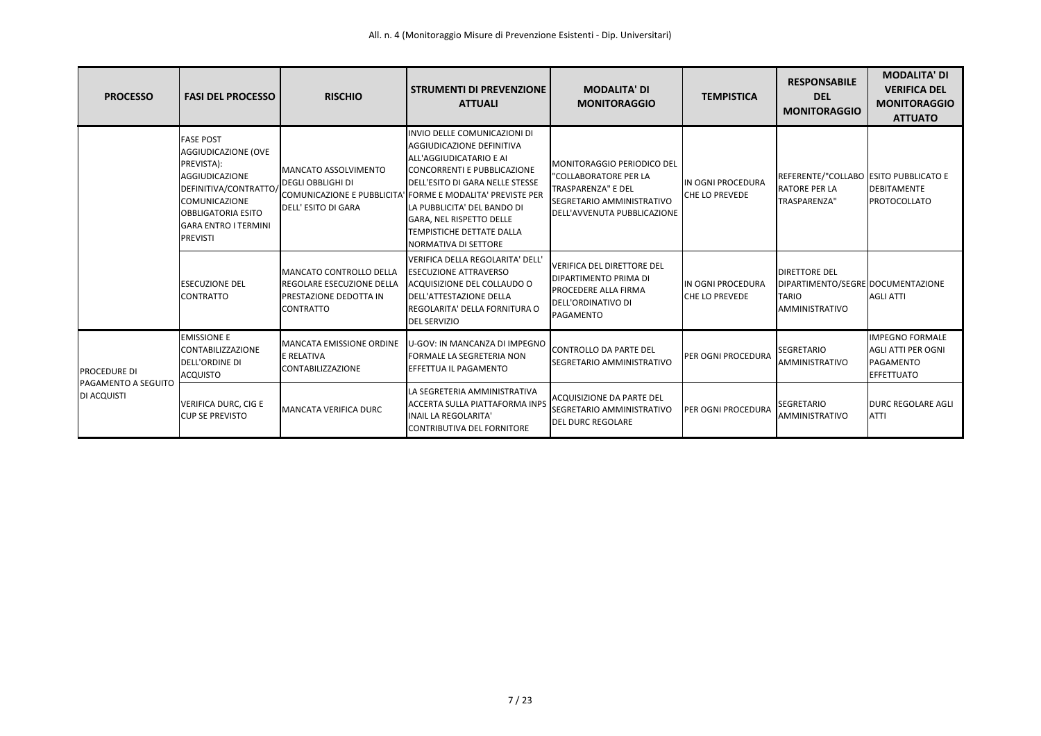| PROCESSO | FASI DEL PROCESSO | RISCHIO | STRUMENTI DI PREVENZIONE ATTUALI | MODALITA' DI MONITORAGGIO | TEMPISTICA | RESPONSABILE DEL MONITORAGGIO | MODALITA' DI VERIFICA DEL MONITORAGGIO ATTUATO |
|---|---|---|---|---|---|---|---|
| | FASE POST AGGIUDICAZIONE (OVE PREVISTA): AGGIUDICAZIONE DEFINITIVA/CONTRATTO/ COMUNICAZIONE OBBLIGATORIA ESITO GARA ENTRO I TERMINI PREVISTI | MANCATO ASSOLVIMENTO DEGLI OBBLIGHI DI COMUNICAZIONE E PUBBLICITA' DELL' ESITO DI GARA | INVIO DELLE COMUNICAZIONI DI AGGIUDICAZIONE DEFINITIVA ALL'AGGIUDICATARIO E AI CONCORRENTI E PUBBLICAZIONE DELL'ESITO DI GARA NELLE STESSE FORME E MODALITA' PREVISTE PER LA PUBBLICITA' DEL BANDO DI GARA, NEL RISPETTO DELLE TEMPISTICHE DETTATE DALLA NORMATIVA DI SETTORE | MONITORAGGIO PERIODICO DEL "COLLABORATORE PER LA TRASPARENZA" E DEL SEGRETARIO AMMINISTRATIVO DELL'AVVENUTA PUBBLICAZIONE | IN OGNI PROCEDURA CHE LO PREVEDE | REFERENTE/"COLLABORATORE PER LA TRASPARENZA" | ESITO PUBBLICATO E DEBITAMENTE PROTOCOLLATO |
| | ESECUZIONE DEL CONTRATTO | MANCATO CONTROLLO DELLA REGOLARE ESECUZIONE DELLA PRESTAZIONE DEDOTTA IN CONTRATTO | VERIFICA DELLA REGOLARITA' DELL' ESECUZIONE ATTRAVERSO ACQUISIZIONE DEL COLLAUDO O DELL'ATTESTAZIONE DELLA REGOLARITA' DELLA FORNITURA O DEL SERVIZIO | VERIFICA DEL DIRETTORE DEL DIPARTIMENTO PRIMA DI PROCEDERE ALLA FIRMA DELL'ORDINATIVO DI PAGAMENTO | IN OGNI PROCEDURA CHE LO PREVEDE | DIRETTORE DEL DIPARTIMENTO/SEGRETARIO AMMINISTRATIVO | DOCUMENTAZIONE AGLI ATTI |
| PROCEDURE DI PAGAMENTO A SEGUITO DI ACQUISTI | EMISSIONE E CONTABILIZZAZIONE DELL'ORDINE DI ACQUISTO | MANCATA EMISSIONE ORDINE E RELATIVA CONTABILIZZAZIONE | U-GOV: IN MANCANZA DI IMPEGNO FORMALE LA SEGRETERIA NON EFFETTUA IL PAGAMENTO | CONTROLLO DA PARTE DEL SEGRETARIO AMMINISTRATIVO | PER OGNI PROCEDURA | SEGRETARIO AMMINISTRATIVO | IMPEGNO FORMALE AGLI ATTI PER OGNI PAGAMENTO EFFETTUATO |
| | VERIFICA DURC, CIG E CUP SE PREVISTO | MANCATA VERIFICA DURC | LA SEGRETERIA AMMINISTRATIVA ACCERTA SULLA PIATTAFORMA INPS INAIL LA REGOLARITA' CONTRIBUTIVA DEL FORNITORE | ACQUISIZIONE DA PARTE DEL SEGRETARIO AMMINISTRATIVO DEL DURC REGOLARE | PER OGNI PROCEDURA | SEGRETARIO AMMINISTRATIVO | DURC REGOLARE AGLI ATTI |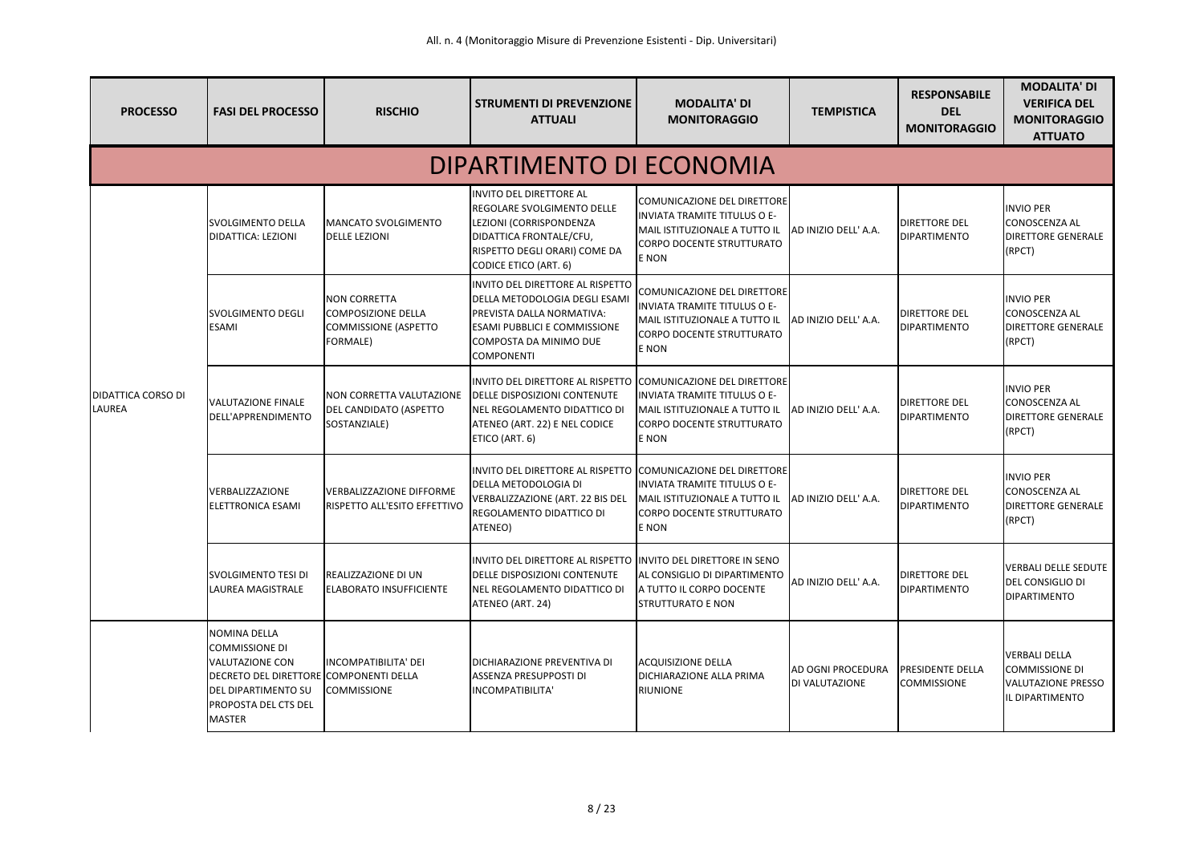| PROCESSO | FASI DEL PROCESSO | RISCHIO | STRUMENTI DI PREVENZIONE ATTUALI | MODALITA' DI MONITORAGGIO | TEMPISTICA | RESPONSABILE DEL MONITORAGGIO | MODALITA' DI VERIFICA DEL MONITORAGGIO ATTUATO |
|---|---|---|---|---|---|---|---|
| **DIPARTIMENTO DI ECONOMIA** | | | | | | | |
| DIDATTICA CORSO DI LAUREA | SVOLGIMENTO DELLA DIDATTICA: LEZIONI | MANCATO SVOLGIMENTO DELLE LEZIONI | INVITO DEL DIRETTORE AL REGOLARE SVOLGIMENTO DELLE LEZIONI (CORRISPONDENZA DIDATTICA FRONTALE/CFU, RISPETTO DEGLI ORARI) COME DA CODICE ETICO (ART. 6) | COMUNICAZIONE DEL DIRETTORE INVIATA TRAMITE TITULUS O E-MAIL ISTITUZIONALE A TUTTO IL CORPO DOCENTE STRUTTURATO E NON | AD INIZIO DELL' A.A. | DIRETTORE DEL DIPARTIMENTO | INVIO PER CONOSCENZA AL DIRETTORE GENERALE (RPCT) |
| | SVOLGIMENTO DEGLI ESAMI | NON CORRETTA COMPOSIZIONE DELLA COMMISSIONE (ASPETTO FORMALE) | INVITO DEL DIRETTORE AL RISPETTO DELLA METODOLOGIA DEGLI ESAMI PREVISTA DALLA NORMATIVA: ESAMI PUBBLICI E COMMISSIONE COMPOSTA DA MINIMO DUE COMPONENTI | COMUNICAZIONE DEL DIRETTORE INVIATA TRAMITE TITULUS O E-MAIL ISTITUZIONALE A TUTTO IL CORPO DOCENTE STRUTTURATO E NON | AD INIZIO DELL' A.A. | DIRETTORE DEL DIPARTIMENTO | INVIO PER CONOSCENZA AL DIRETTORE GENERALE (RPCT) |
| | VALUTAZIONE FINALE DELL'APPRENDIMENTO | NON CORRETTA VALUTAZIONE DEL CANDIDATO (ASPETTO SOSTANZIALE) | INVITO DEL DIRETTORE AL RISPETTO DELLE DISPOSIZIONI CONTENUTE NEL REGOLAMENTO DIDATTICO DI ATENEO (ART. 22) E NEL CODICE ETICO (ART. 6) | COMUNICAZIONE DEL DIRETTORE INVIATA TRAMITE TITULUS O E-MAIL ISTITUZIONALE A TUTTO IL CORPO DOCENTE STRUTTURATO E NON | AD INIZIO DELL' A.A. | DIRETTORE DEL DIPARTIMENTO | INVIO PER CONOSCENZA AL DIRETTORE GENERALE (RPCT) |
| | VERBALIZZAZIONE ELETTRONICA ESAMI | VERBALIZZAZIONE DIFFORME RISPETTO ALL'ESITO EFFETTIVO | INVITO DEL DIRETTORE AL RISPETTO DELLA METODOLOGIA DI VERBALIZZAZIONE (ART. 22 BIS DEL REGOLAMENTO DIDATTICO DI ATENEO) | COMUNICAZIONE DEL DIRETTORE INVIATA TRAMITE TITULUS O E-MAIL ISTITUZIONALE A TUTTO IL CORPO DOCENTE STRUTTURATO E NON | AD INIZIO DELL' A.A. | DIRETTORE DEL DIPARTIMENTO | INVIO PER CONOSCENZA AL DIRETTORE GENERALE (RPCT) |
| | SVOLGIMENTO TESI DI LAUREA MAGISTRALE | REALIZZAZIONE DI UN ELABORATO INSUFFICIENTE | INVITO DEL DIRETTORE AL RISPETTO DELLE DISPOSIZIONI CONTENUTE NEL REGOLAMENTO DIDATTICO DI ATENEO (ART. 24) | INVITO DEL DIRETTORE IN SENO AL CONSIGLIO DI DIPARTIMENTO A TUTTO IL CORPO DOCENTE STRUTTURATO E NON | AD INIZIO DELL' A.A. | DIRETTORE DEL DIPARTIMENTO | VERBALI DELLE SEDUTE DEL CONSIGLIO DI DIPARTIMENTO |
| | NOMINA DELLA COMMISSIONE DI VALUTAZIONE CON DECRETO DEL DIRETTORE DEL DIPARTIMENTO SU PROPOSTA DEL CTS DEL MASTER | INCOMPATIBILITA' DEI COMPONENTI DELLA COMMISSIONE | DICHIARAZIONE PREVENTIVA DI ASSENZA PRESUPPOSTI DI INCOMPATIBILITA' | ACQUISIZIONE DELLA DICHIARAZIONE ALLA PRIMA RIUNIONE | AD OGNI PROCEDURA DI VALUTAZIONE | PRESIDENTE DELLA COMMISSIONE | VERBALI DELLA COMMISSIONE DI VALUTAZIONE PRESSO IL DIPARTIMENTO |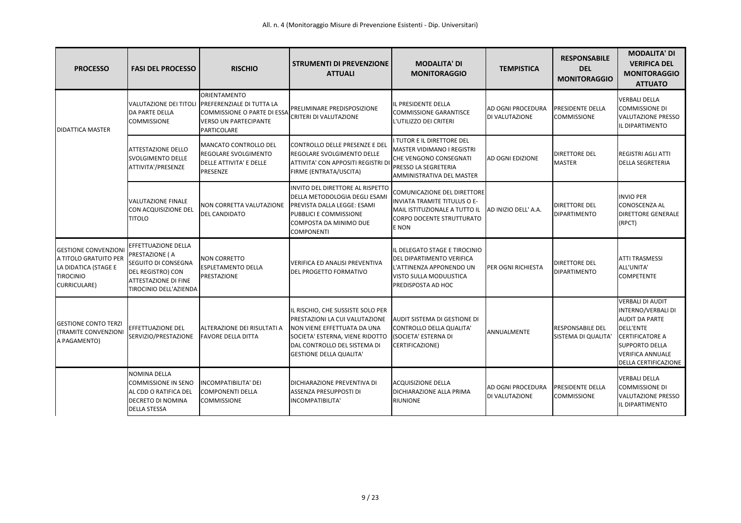All. n. 4 (Monitoraggio Misure di Prevenzione Esistenti - Dip. Universitari)

| PROCESSO | FASI DEL PROCESSO | RISCHIO | STRUMENTI DI PREVENZIONE ATTUALI | MODALITA' DI MONITORAGGIO | TEMPISTICA | RESPONSABILE DEL MONITORAGGIO | MODALITA' DI VERIFICA DEL MONITORAGGIO ATTUATO |
|---|---|---|---|---|---|---|---|
| DIDATTICA MASTER | VALUTAZIONE DEI TITOLI DA PARTE DELLA COMMISSIONE | ORIENTAMENTO PREFERENZIALE DI TUTTA LA COMMISSIONE O PARTE DI ESSA VERSO UN PARTECIPANTE PARTICOLARE | PRELIMINARE PREDISPOSIZIONE CRITERI DI VALUTAZIONE | IL PRESIDENTE DELLA COMMISSIONE GARANTISCE L'UTILIZZO DEI CRITERI | AD OGNI PROCEDURA DI VALUTAZIONE | PRESIDENTE DELLA COMMISSIONE | VERBALI DELLA COMMISSIONE DI VALUTAZIONE PRESSO IL DIPARTIMENTO |
| | ATTESTAZIONE DELLO SVOLGIMENTO DELLE ATTIVITA'/PRESENZE | MANCATO CONTROLLO DEL REGOLARE SVOLGIMENTO DELLE ATTIVITA' E DELLE PRESENZE | CONTROLLO DELLE PRESENZE E DEL REGOLARE SVOLGIMENTO DELLE ATTIVITA' CON APPOSITI REGISTRI DI FIRME (ENTRATA/USCITA) | I TUTOR E IL DIRETTORE DEL MASTER VIDIMANO I REGISTRI CHE VENGONO CONSEGNATI PRESSO LA SEGRETERIA AMMINISTRATIVA DEL MASTER | AD OGNI EDIZIONE | DIRETTORE DEL MASTER | REGISTRI AGLI ATTI DELLA SEGRETERIA |
| | VALUTAZIONE FINALE CON ACQUISIZIONE DEL TITOLO | NON CORRETTA VALUTAZIONE DEL CANDIDATO | INVITO DEL DIRETTORE AL RISPETTO DELLA METODOLOGIA DEGLI ESAMI PREVISTA DALLA LEGGE: ESAMI PUBBLICI E COMMISSIONE COMPOSTA DA MINIMO DUE COMPONENTI | COMUNICAZIONE DEL DIRETTORE INVIATA TRAMITE TITULUS O E-MAIL ISTITUZIONALE A TUTTO IL CORPO DOCENTE STRUTTURATO E NON | AD INIZIO DELL' A.A. | DIRETTORE DEL DIPARTIMENTO | INVIO PER CONOSCENZA AL DIRETTORE GENERALE (RPCT) |
| GESTIONE CONVENZIONI A TITOLO GRATUITO PER LA DIDATICA (STAGE E TIROCINIO CURRICULARE) | EFFETTUAZIONE DELLA PRESTAZIONE ( A SEGUITO DI CONSEGNA DEL REGISTRO) CON ATTESTAZIONE DI FINE TIROCINIO DELL'AZIENDA | NON CORRETTO ESPLETAMENTO DELLA PRESTAZIONE | VERIFICA ED ANALISI PREVENTIVA DEL PROGETTO FORMATIVO | IL DELEGATO STAGE E TIROCINIO DEL DIPARTIMENTO VERIFICA L'ATTINENZA APPONENDO UN VISTO SULLA MODULISTICA PREDISPOSTA AD HOC | PER OGNI RICHIESTA | DIRETTORE DEL DIPARTIMENTO | ATTI TRASMESSI ALL'UNITA' COMPETENTE |
| GESTIONE CONTO TERZI (TRAMITE CONVENZIONI A PAGAMENTO) | EFFETTUAZIONE DEL SERVIZIO/PRESTAZIONE | ALTERAZIONE DEI RISULTATI A FAVORE DELLA DITTA | IL RISCHIO, CHE SUSSISTE SOLO PER PRESTAZIONI LA CUI VALUTAZIONE NON VIENE EFFETTUATA DA UNA SOCIETA' ESTERNA, VIENE RIDOTTO DAL CONTROLLO DEL SISTEMA DI GESTIONE DELLA QUALITA' | AUDIT SISTEMA DI GESTIONE DI CONTROLLO DELLA QUALITA' (SOCIETA' ESTERNA DI CERTIFICAZIONE) | ANNUALMENTE | RESPONSABILE DEL SISTEMA DI QUALITA' | VERBALI DI AUDIT INTERNO/VERBALI DI AUDIT DA PARTE DELL'ENTE CERTIFICATORE A SUPPORTO DELLA VERIFICA ANNUALE DELLA CERTIFICAZIONE |
| | NOMINA DELLA COMMISSIONE IN SENO AL CDD O RATIFICA DEL DECRETO DI NOMINA DELLA STESSA | INCOMPATIBILITA' DEI COMPONENTI DELLA COMMISSIONE | DICHIARAZIONE PREVENTIVA DI ASSENZA PRESUPPOSTI DI INCOMPATIBILITA' | ACQUISIZIONE DELLA DICHIARAZIONE ALLA PRIMA RIUNIONE | AD OGNI PROCEDURA DI VALUTAZIONE | PRESIDENTE DELLA COMMISSIONE | VERBALI DELLA COMMISSIONE DI VALUTAZIONE PRESSO IL DIPARTIMENTO |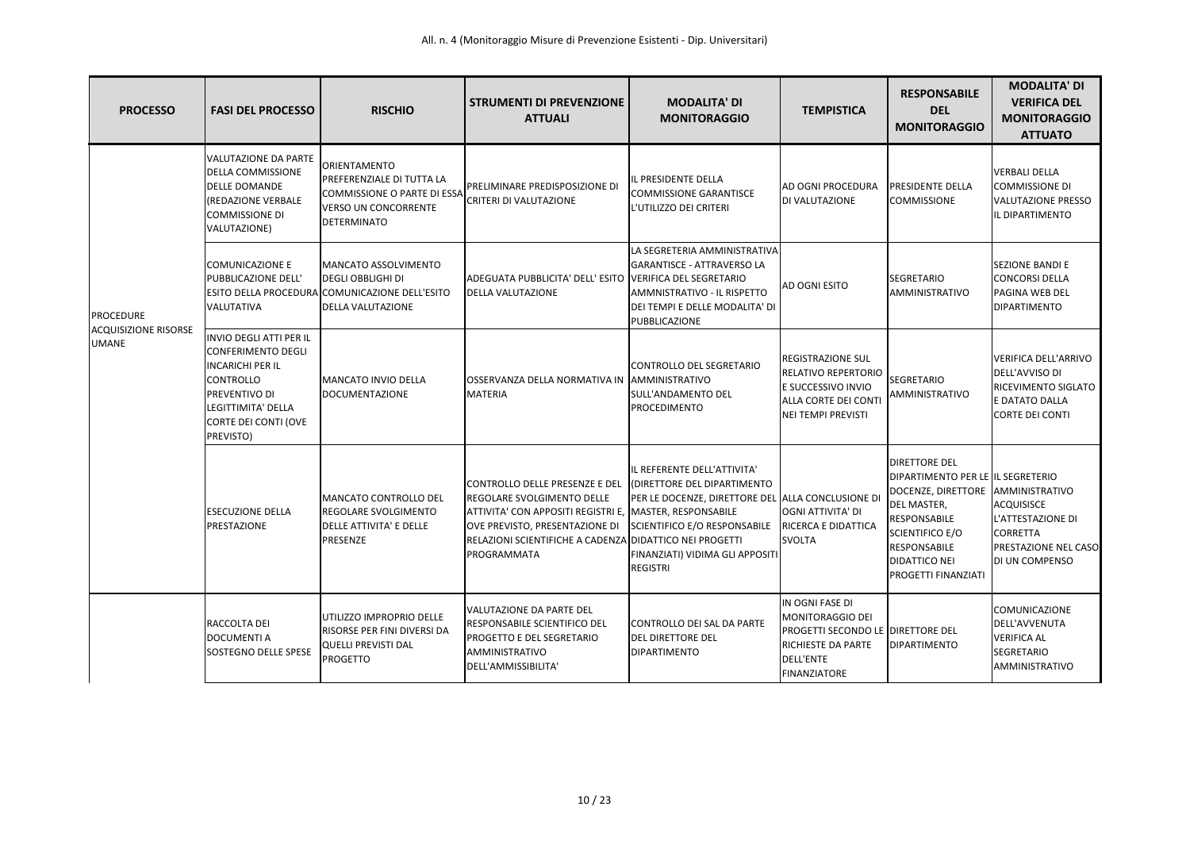| PROCESSO | FASI DEL PROCESSO | RISCHIO | STRUMENTI DI PREVENZIONE ATTUALI | MODALITA' DI MONITORAGGIO | TEMPISTICA | RESPONSABILE DEL MONITORAGGIO | MODALITA' DI VERIFICA DEL MONITORAGGIO ATTUATO |
|---|---|---|---|---|---|---|---|
| PROCEDURE ACQUISIZIONE RISORSE UMANE | VALUTAZIONE DA PARTE DELLA COMMISSIONE DELLE DOMANDE (REDAZIONE VERBALE COMMISSIONE DI VALUTAZIONE) | ORIENTAMENTO PREFERENZIALE DI TUTTA LA COMMISSIONE O PARTE DI ESSA VERSO UN CONCORRENTE DETERMINATO | PRELIMINARE PREDISPOSIZIONE DI CRITERI DI VALUTAZIONE | IL PRESIDENTE DELLA COMMISSIONE GARANTISCE L'UTILIZZO DEI CRITERI | AD OGNI PROCEDURA DI VALUTAZIONE | PRESIDENTE DELLA COMMISSIONE | VERBALI DELLA COMMISSIONE DI VALUTAZIONE PRESSO IL DIPARTIMENTO |
| | COMUNICAZIONE E PUBBLICAZIONE DELL' ESITO DELLA PROCEDURA VALUTATIVA | MANCATO ASSOLVIMENTO DEGLI OBBLIGHI DI COMUNICAZIONE DELL'ESITO DELLA VALUTAZIONE | ADEGUATA PUBBLICITA' DELL' ESITO DELLA VALUTAZIONE | LA SEGRETERIA AMMINISTRATIVA GARANTISCE - ATTRAVERSO LA VERIFICA DEL SEGRETARIO AMMNISTRATIVO - IL RISPETTO DEI TEMPI E DELLE MODALITA' DI PUBBLICAZIONE | AD OGNI ESITO | SEGRETARIO AMMINISTRATIVO | SEZIONE BANDI E CONCORSI DELLA PAGINA WEB DEL DIPARTIMENTO |
| | INVIO DEGLI ATTI PER IL CONFERIMENTO DEGLI INCARICHI PER IL CONTROLLO PREVENTIVO DI LEGITTIMITA' DELLA CORTE DEI CONTI (OVE PREVISTO) | MANCATO INVIO DELLA DOCUMENTAZIONE | OSSERVANZA DELLA NORMATIVA IN MATERIA | CONTROLLO DEL SEGRETARIO AMMINISTRATIVO SULL'ANDAMENTO DEL PROCEDIMENTO | REGISTRAZIONE SUL RELATIVO REPERTORIO E SUCCESSIVO INVIO ALLA CORTE DEI CONTI NEI TEMPI PREVISTI | SEGRETARIO AMMINISTRATIVO | VERIFICA DELL'ARRIVO DELL'AVVISO DI RICEVIMENTO SIGLATO E DATATO DALLA CORTE DEI CONTI |
| | ESECUZIONE DELLA PRESTAZIONE | MANCATO CONTROLLO DEL REGOLARE SVOLGIMENTO DELLE ATTIVITA' E DELLE PRESENZE | CONTROLLO DELLE PRESENZE E DEL REGOLARE SVOLGIMENTO DELLE ATTIVITA' CON APPOSITI REGISTRI E, OVE PREVISTO, PRESENTAZIONE DI RELAZIONI SCIENTIFICHE A CADENZA PROGRAMMATA | IL REFERENTE DELL'ATTIVITA' (DIRETTORE DEL DIPARTIMENTO PER LE DOCENZE, DIRETTORE DEL MASTER, RESPONSABILE SCIENTIFICO E/O RESPONSABILE DIDATTICO NEI PROGETTI FINANZIATI) VIDIMA GLI APPOSITI REGISTRI | ALLA CONCLUSIONE DI OGNI ATTIVITA' DI RICERCA E DIDATTICA SVOLTA | DIRETTORE DEL DIPARTIMENTO PER LE DOCENZE, DIRETTORE DEL MASTER, RESPONSABILE SCIENTIFICO E/O RESPONSABILE DIDATTICO NEI PROGETTI FINANZIATI | IL SEGRETERIO AMMINISTRATIVO ACQUISISCE L'ATTESTAZIONE DI CORRETTA PRESTAZIONE NEL CASO DI UN COMPENSO |
| | RACCOLTA DEI DOCUMENTI A SOSTEGNO DELLE SPESE | UTILIZZO IMPROPRIO DELLE RISORSE PER FINI DIVERSI DA QUELLI PREVISTI DAL PROGETTO | VALUTAZIONE DA PARTE DEL RESPONSABILE SCIENTIFICO DEL PROGETTO E DEL SEGRETARIO AMMINISTRATIVO DELL'AMMISSIBILITA' | CONTROLLO DEI SAL DA PARTE DEL DIRETTORE DEL DIPARTIMENTO | IN OGNI FASE DI MONITORAGGIO DEI PROGETTI SECONDO LE RICHIESTE DA PARTE DELL'ENTE FINANZIATORE | DIRETTORE DEL DIPARTIMENTO | COMUNICAZIONE DELL'AVVENUTA VERIFICA AL SEGRETARIO AMMINISTRATIVO |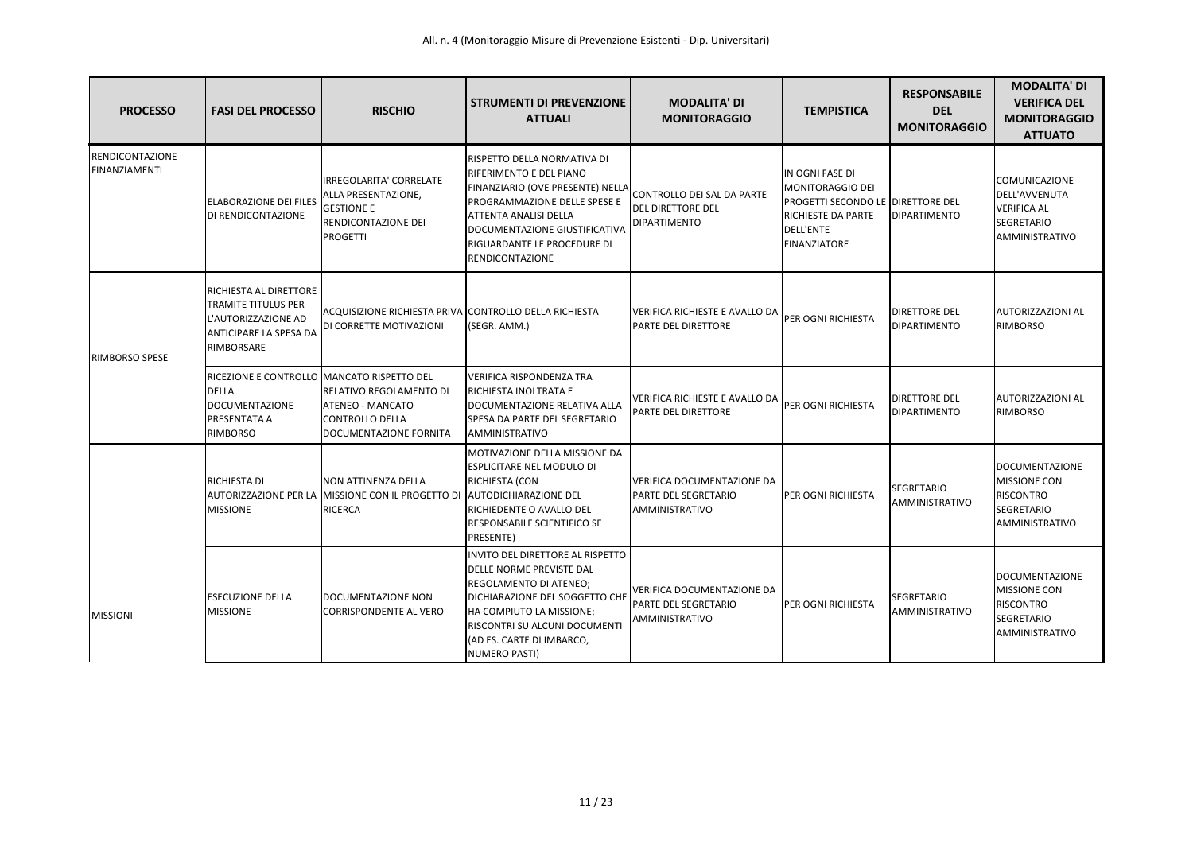All. n. 4 (Monitoraggio Misure di Prevenzione Esistenti - Dip. Universitari)

| PROCESSO | FASI DEL PROCESSO | RISCHIO | STRUMENTI DI PREVENZIONE ATTUALI | MODALITA' DI MONITORAGGIO | TEMPISTICA | RESPONSABILE DEL MONITORAGGIO | MODALITA' DI VERIFICA DEL MONITORAGGIO ATTUATO |
|---|---|---|---|---|---|---|---|
| RENDICONTAZIONE FINANZIAMENTI | ELABORAZIONE DEI FILES DI RENDICONTAZIONE | IRREGOLARITA' CORRELATE ALLA PRESENTAZIONE, GESTIONE E RENDICONTAZIONE DEI PROGETTI | RISPETTO DELLA NORMATIVA DI RIFERIMENTO E DEL PIANO FINANZIARIO (OVE PRESENTE) NELLA PROGRAMMAZIONE DELLE SPESE E ATTENTA ANALISI DELLA DOCUMENTAZIONE GIUSTIFICATIVA RIGUARDANTE LE PROCEDURE DI RENDICONTAZIONE | CONTROLLO DEI SAL DA PARTE DEL DIRETTORE DEL DIPARTIMENTO | IN OGNI FASE DI MONITORAGGIO DEI PROGETTI SECONDO LE RICHIESTE DA PARTE DELL'ENTE FINANZIATORE | DIRETTORE DEL DIPARTIMENTO | COMUNICAZIONE DELL'AVVENUTA VERIFICA AL SEGRETARIO AMMINISTRATIVO |
| RIMBORSO SPESE | RICHIESTA AL DIRETTORE TRAMITE TITULUS PER L'AUTORIZZAZIONE AD ANTICIPARE LA SPESA DA RIMBORSARE | ACQUISIZIONE RICHIESTA PRIVA DI CORRETTE MOTIVAZIONI | CONTROLLO DELLA RICHIESTA (SEGR. AMM.) | VERIFICA RICHIESTE E AVALLO DA PARTE DEL DIRETTORE | PER OGNI RICHIESTA | DIRETTORE DEL DIPARTIMENTO | AUTORIZZAZIONI AL RIMBORSO |
| | RICEZIONE E CONTROLLO DELLA DOCUMENTAZIONE PRESENTATA A RIMBORSO | MANCATO RISPETTO DEL RELATIVO REGOLAMENTO DI ATENEO - MANCATO CONTROLLO DELLA DOCUMENTAZIONE FORNITA | VERIFICA RISPONDENZA TRA RICHIESTA INOLTRATA E DOCUMENTAZIONE RELATIVA ALLA SPESA DA PARTE DEL SEGRETARIO AMMINISTRATIVO | VERIFICA RICHIESTE E AVALLO DA PARTE DEL DIRETTORE | PER OGNI RICHIESTA | DIRETTORE DEL DIPARTIMENTO | AUTORIZZAZIONI AL RIMBORSO |
| MISSIONI | RICHIESTA DI AUTORIZZAZIONE PER LA MISSIONE | NON ATTINENZA DELLA MISSIONE CON IL PROGETTO DI RICERCA | MOTIVAZIONE DELLA MISSIONE DA ESPLICITARE NEL MODULO DI RICHIESTA (CON AUTODICHIARAZIONE DEL RICHIEDENTE O AVALLO DEL RESPONSABILE SCIENTIFICO SE PRESENTE) | VERIFICA DOCUMENTAZIONE DA PARTE DEL SEGRETARIO AMMINISTRATIVO | PER OGNI RICHIESTA | SEGRETARIO AMMINISTRATIVO | DOCUMENTAZIONE MISSIONE CON RISCONTRO SEGRETARIO AMMINISTRATIVO |
| | ESECUZIONE DELLA MISSIONE | DOCUMENTAZIONE NON CORRISPONDENTE AL VERO | INVITO DEL DIRETTORE AL RISPETTO DELLE NORME PREVISTE DAL REGOLAMENTO DI ATENEO; DICHIARAZIONE DEL SOGGETTO CHE HA COMPIUTO LA MISSIONE; RISCONTRI SU ALCUNI DOCUMENTI (AD ES. CARTE DI IMBARCO, NUMERO PASTI) | VERIFICA DOCUMENTAZIONE DA PARTE DEL SEGRETARIO AMMINISTRATIVO | PER OGNI RICHIESTA | SEGRETARIO AMMINISTRATIVO | DOCUMENTAZIONE MISSIONE CON RISCONTRO SEGRETARIO AMMINISTRATIVO |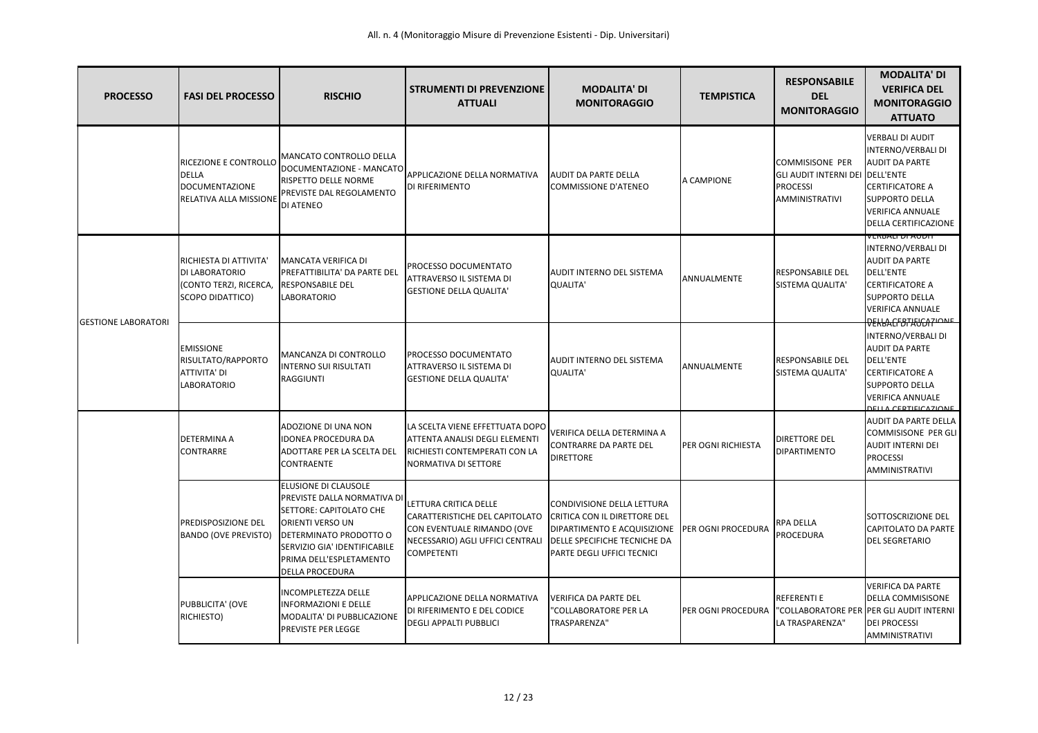All. n. 4 (Monitoraggio Misure di Prevenzione Esistenti - Dip. Universitari)

| PROCESSO | FASI DEL PROCESSO | RISCHIO | STRUMENTI DI PREVENZIONE ATTUALI | MODALITA' DI MONITORAGGIO | TEMPISTICA | RESPONSABILE DEL MONITORAGGIO | MODALITA' DI VERIFICA DEL MONITORAGGIO ATTUATO |
|---|---|---|---|---|---|---|---|
| | RICEZIONE E CONTROLLO DELLA DOCUMENTAZIONE RELATIVA ALLA MISSIONE | MANCATO CONTROLLO DELLA DOCUMENTAZIONE - MANCATO RISPETTO DELLE NORME PREVISTE DAL REGOLAMENTO DI ATENEO | APPLICAZIONE DELLA NORMATIVA DI RIFERIMENTO | AUDIT DA PARTE DELLA COMMISSIONE D'ATENEO | A CAMPIONE | COMMISISONE PER GLI AUDIT INTERNI DEI PROCESSI AMMINISTRATIVI | VERBALI DI AUDIT INTERNO/VERBALI DI AUDIT DA PARTE DELL'ENTE CERTIFICATORE A SUPPORTO DELLA VERIFICA ANNUALE DELLA CERTIFICAZIONE |
| GESTIONE LABORATORI | RICHIESTA DI ATTIVITA' DI LABORATORIO (CONTO TERZI, RICERCA, SCOPO DIDATTICO) | MANCATA VERIFICA DI PREFATTIBILITA' DA PARTE DEL RESPONSABILE DEL LABORATORIO | PROCESSO DOCUMENTATO ATTRAVERSO IL SISTEMA DI GESTIONE DELLA QUALITA' | AUDIT INTERNO DEL SISTEMA QUALITA' | ANNUALMENTE | RESPONSABILE DEL SISTEMA QUALITA' | VERBALI DI AUDIT INTERNO/VERBALI DI AUDIT DA PARTE DELL'ENTE CERTIFICATORE A SUPPORTO DELLA VERIFICA ANNUALE DELLA CERTIFICAZIONE |
| | EMISSIONE RISULTATO/RAPPORTO ATTIVITA' DI LABORATORIO | MANCANZA DI CONTROLLO INTERNO SUI RISULTATI RAGGIUNTI | PROCESSO DOCUMENTATO ATTRAVERSO IL SISTEMA DI GESTIONE DELLA QUALITA' | AUDIT INTERNO DEL SISTEMA QUALITA' | ANNUALMENTE | RESPONSABILE DEL SISTEMA QUALITA' | VERBALI DI AUDIT INTERNO/VERBALI DI AUDIT DA PARTE DELL'ENTE CERTIFICATORE A SUPPORTO DELLA VERIFICA ANNUALE DELLA CERTIFICAZIONE |
| | DETERMINA A CONTRARRE | ADOZIONE DI UNA NON IDONEA PROCEDURA DA ADOTTARE PER LA SCELTA DEL CONTRAENTE | LA SCELTA VIENE EFFETTUATA DOPO ATTENTA ANALISI DEGLI ELEMENTI RICHIESTI CONTEMPERATI CON LA NORMATIVA DI SETTORE | VERIFICA DELLA DETERMINA A CONTRARRE DA PARTE DEL DIRETTORE | PER OGNI RICHIESTA | DIRETTORE DEL DIPARTIMENTO | AUDIT DA PARTE DELLA COMMISISONE PER GLI AUDIT INTERNI DEI PROCESSI AMMINISTRATIVI |
| | PREDISPOSIZIONE DEL BANDO (OVE PREVISTO) | ELUSIONE DI CLAUSOLE PREVISTE DALLA NORMATIVA DI SETTORE: CAPITOLATO CHE ORIENTI VERSO UN DETERMINATO PRODOTTO O SERVIZIO GIA' IDENTIFICABILE PRIMA DELL'ESPLETAMENTO DELLA PROCEDURA | LETTURA CRITICA DELLE CARATTERISTICHE DEL CAPITOLATO CON EVENTUALE RIMANDO (OVE NECESSARIO) AGLI UFFICI CENTRALI COMPETENTI | CONDIVISIONE DELLA LETTURA CRITICA CON IL DIRETTORE DEL DIPARTIMENTO E ACQUISIZIONE DELLE SPECIFICHE TECNICHE DA PARTE DEGLI UFFICI TECNICI | PER OGNI PROCEDURA | RPA DELLA PROCEDURA | SOTTOSCRIZIONE DEL CAPITOLATO DA PARTE DEL SEGRETARIO |
| | PUBBLICITA' (OVE RICHIESTO) | INCOMPLETEZZA DELLE INFORMAZIONI E DELLE MODALITA' DI PUBBLICAZIONE PREVISTE PER LEGGE | APPLICAZIONE DELLA NORMATIVA DI RIFERIMENTO E DEL CODICE DEGLI APPALTI PUBBLICI | VERIFICA DA PARTE DEL "COLLABORATORE PER LA TRASPARENZA" | PER OGNI PROCEDURA | REFERENTI E "COLLABORATORE PER LA TRASPARENZA" | VERIFICA DA PARTE DELLA COMMISISONE PER GLI AUDIT INTERNI DEI PROCESSI AMMINISTRATIVI |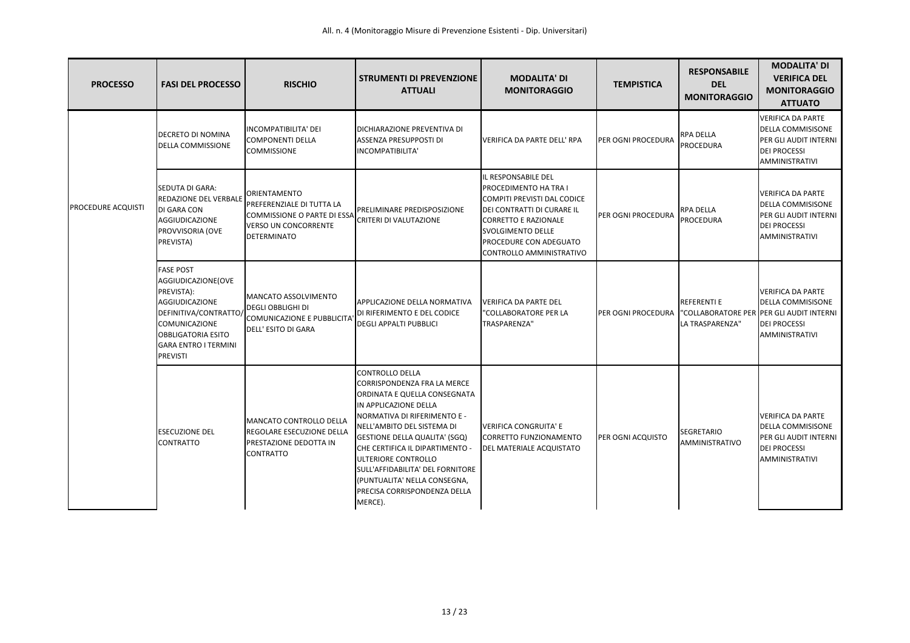| PROCESSO | FASI DEL PROCESSO | RISCHIO | STRUMENTI DI PREVENZIONE ATTUALI | MODALITA' DI MONITORAGGIO | TEMPISTICA | RESPONSABILE DEL MONITORAGGIO | MODALITA' DI VERIFICA DEL MONITORAGGIO ATTUATO |
|---|---|---|---|---|---|---|---|
| PROCEDURE ACQUISTI | DECRETO DI NOMINA DELLA COMMISSIONE | INCOMPATIBILITA' DEI COMPONENTI DELLA COMMISSIONE | DICHIARAZIONE PREVENTIVA DI ASSENZA PRESUPPOSTI DI INCOMPATIBILITA' | VERIFICA DA PARTE DELL' RPA | PER OGNI PROCEDURA | RPA DELLA PROCEDURA | VERIFICA DA PARTE DELLA COMMISISONE PER GLI AUDIT INTERNI DEI PROCESSI AMMINISTRATIVI |
| | SEDUTA DI GARA: REDAZIONE DEL VERBALE DI GARA CON AGGIUDICAZIONE PROVVISORIA (OVE PREVISTA) | ORIENTAMENTO PREFERENZIALE DI TUTTA LA COMMISSIONE O PARTE DI ESSA VERSO UN CONCORRENTE DETERMINATO | PRELIMINARE PREDISPOSIZIONE CRITERI DI VALUTAZIONE | IL RESPONSABILE DEL PROCEDIMENTO HA TRA I COMPITI PREVISTI DAL CODICE DEI CONTRATTI DI CURARE IL CORRETTO E RAZIONALE SVOLGIMENTO DELLE PROCEDURE CON ADEGUATO CONTROLLO AMMINISTRATIVO | PER OGNI PROCEDURA | RPA DELLA PROCEDURA | VERIFICA DA PARTE DELLA COMMISISONE PER GLI AUDIT INTERNI DEI PROCESSI AMMINISTRATIVI |
| | FASE POST AGGIUDICAZIONE(OVE PREVISTA): AGGIUDICAZIONE DEFINITIVA/CONTRATTO/ COMUNICAZIONE OBBLIGATORIA ESITO GARA ENTRO I TERMINI PREVISTI | MANCATO ASSOLVIMENTO DEGLI OBBLIGHI DI COMUNICAZIONE E PUBBLICITA' DELL' ESITO DI GARA | APPLICAZIONE DELLA NORMATIVA DI RIFERIMENTO E DEL CODICE DEGLI APPALTI PUBBLICI | VERIFICA DA PARTE DEL "COLLABORATORE PER LA TRASPARENZA" | PER OGNI PROCEDURA | REFERENTI E "COLLABORATORE PER LA TRASPARENZA" | VERIFICA DA PARTE DELLA COMMISISONE PER GLI AUDIT INTERNI DEI PROCESSI AMMINISTRATIVI |
| | ESECUZIONE DEL CONTRATTO | MANCATO CONTROLLO DELLA REGOLARE ESECUZIONE DELLA PRESTAZIONE DEDOTTA IN CONTRATTO | CONTROLLO DELLA CORRISPONDENZA FRA LA MERCE ORDINATA E QUELLA CONSEGNATA IN APPLICAZIONE DELLA NORMATIVA DI RIFERIMENTO E - NELL'AMBITO DEL SISTEMA DI GESTIONE DELLA QUALITA' (SGQ) CHE CERTIFICA IL DIPARTIMENTO - ULTERIORE CONTROLLO SULL'AFFIDABILITA' DEL FORNITORE (PUNTUALITA' NELLA CONSEGNA, PRECISA CORRISPONDENZA DELLA MERCE). | VERIFICA CONGRUITA' E CORRETTO FUNZIONAMENTO DEL MATERIALE ACQUISTATO | PER OGNI ACQUISTO | SEGRETARIO AMMINISTRATIVO | VERIFICA DA PARTE DELLA COMMISISONE PER GLI AUDIT INTERNI DEI PROCESSI AMMINISTRATIVI |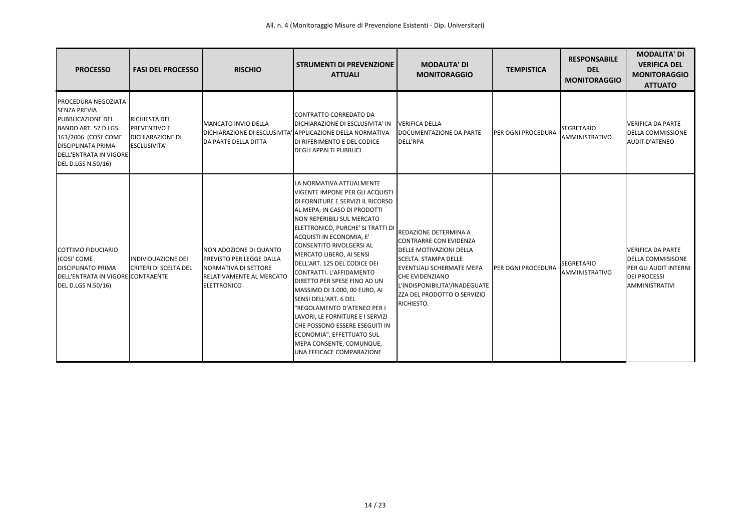All. n. 4 (Monitoraggio Misure di Prevenzione Esistenti - Dip. Universitari)

| PROCESSO | FASI DEL PROCESSO | RISCHIO | STRUMENTI DI PREVENZIONE ATTUALI | MODALITA' DI MONITORAGGIO | TEMPISTICA | RESPONSABILE DEL MONITORAGGIO | MODALITA' DI VERIFICA DEL MONITORAGGIO ATTUATO |
|---|---|---|---|---|---|---|---|
| PROCEDURA NEGOZIATA SENZA PREVIA PUBBLICAZIONE DEL BANDO ART. 57 D.LGS. 163/2006 (COSI' COME DISCIPLINATA PRIMA DELL'ENTRATA IN VIGORE DEL D.LGS N.50/16) | RICHIESTA DEL PREVENTIVO E DICHIARAZIONE DI ESCLUSIVITA' | MANCATO INVIO DELLA DICHIARAZIONE DI ESCLUSIVITA' DA PARTE DELLA DITTA | CONTRATTO CORREDATO DA DICHIARAZIONE DI ESCLUSIVITA' IN APPLICAZIONE DELLA NORMATIVA DI RIFERIMENTO E DEL CODICE DEGLI APPALTI PUBBLICI | VERIFICA DELLA DOCUMENTAZIONE DA PARTE DELL'RPA | PER OGNI PROCEDURA | SEGRETARIO AMMINISTRATIVO | VERIFICA DA PARTE DELLA COMMISSIONE AUDIT D'ATENEO |
| COTTIMO FIDUCIARIO (COSI' COME DISCIPLINATO PRIMA DELL'ENTRATA IN VIGORE DEL D.LGS N.50/16) | INDIVIDUAZIONE DEI CRITERI DI SCELTA DEL CONTRAENTE | NON ADOZIONE DI QUANTO PREVISTO PER LEGGE DALLA NORMATIVA DI SETTORE RELATIVAMENTE AL MERCATO ELETTRONICO | LA NORMATIVA ATTUALMENTE VIGENTE IMPONE PER GLI ACQUISTI DI FORNITURE E SERVIZI IL RICORSO AL MEPA; IN CASO DI PRODOTTI NON REPERIBILI SUL MERCATO ELETTRONICO, PURCHE' SI TRATTI DI ACQUISTI IN ECONOMIA, E' CONSENTITO RIVOLGERSI AL MERCATO LIBERO, AI SENSI DELL'ART. 125 DEL CODICE DEI CONTRATTI. L'AFFIDAMENTO DIRETTO PER SPESE FINO AD UN MASSIMO DI 3.000, 00 EURO, AI SENSI DELL'ART. 6 DEL "REGOLAMENTO D'ATENEO PER I LAVORI, LE FORNITURE E I SERVIZI CHE POSSONO ESSERE ESEGUITI IN ECONOMIA", EFFETTUATO SUL MEPA CONSENTE, COMUNQUE, UNA EFFICACE COMPARAZIONE | REDAZIONE DETERMINA A CONTRARRE CON EVIDENZA DELLE MOTIVAZIONI DELLA SCELTA. STAMPA DELLE EVENTUALI SCHERMATE MEPA CHE EVIDENZIANO L'INDISPONIBILITA'/INADEGUATEZZA DEL PRODOTTO O SERVIZIO RICHIESTO. | PER OGNI PROCEDURA | SEGRETARIO AMMINISTRATIVO | VERIFICA DA PARTE DELLA COMMISISONE PER GLI AUDIT INTERNI DEI PROCESSI AMMINISTRATIVI |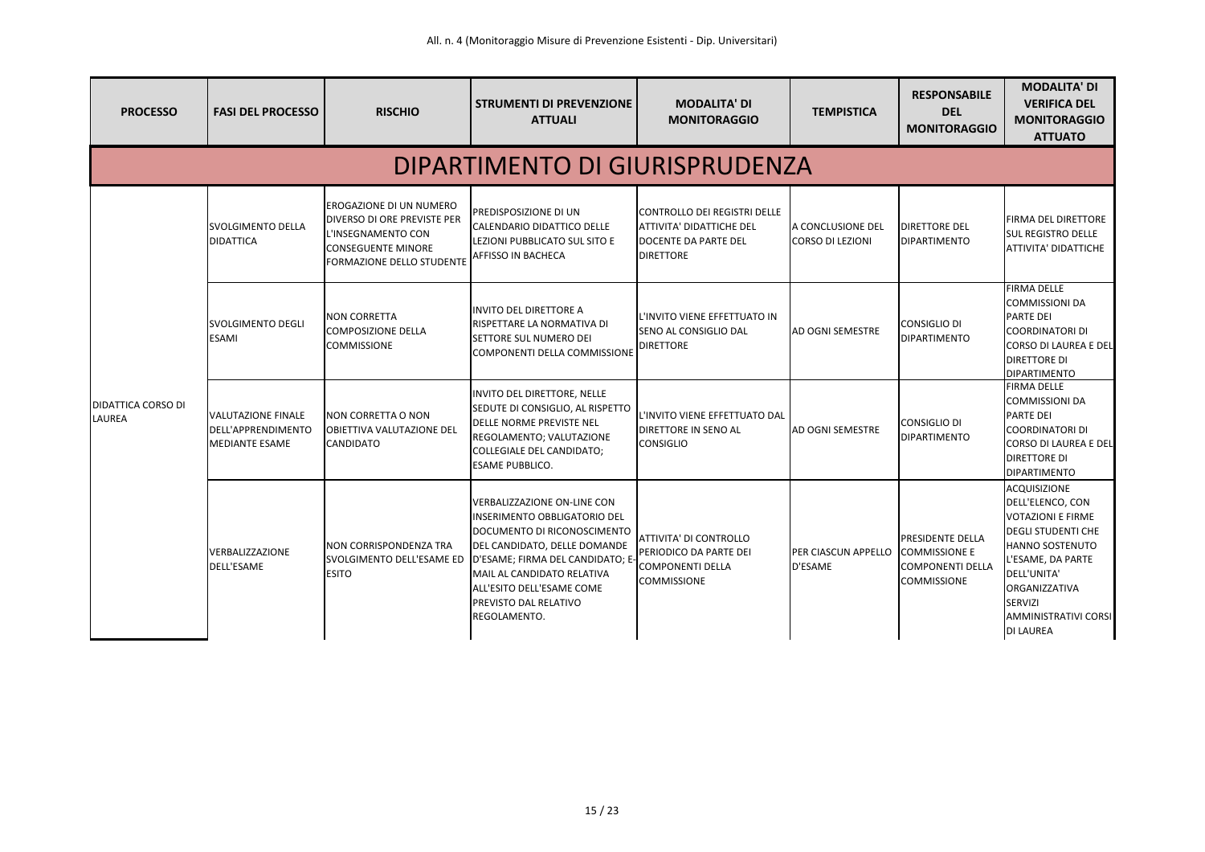| PROCESSO | FASI DEL PROCESSO | RISCHIO | STRUMENTI DI PREVENZIONE ATTUALI | MODALITA' DI MONITORAGGIO | TEMPISTICA | RESPONSABILE DEL MONITORAGGIO | MODALITA' DI VERIFICA DEL MONITORAGGIO ATTUATO |
|---|---|---|---|---|---|---|---|
| **DIPARTIMENTO DI GIURISPRUDENZA** | | | | | | | |
| DIDATTICA CORSO DI LAUREA | SVOLGIMENTO DELLA DIDATTICA | EROGAZIONE DI UN NUMERO DIVERSO DI ORE PREVISTE PER L'INSEGNAMENTO CON CONSEGUENTE MINORE FORMAZIONE DELLO STUDENTE | PREDISPOSIZIONE DI UN CALENDARIO DIDATTICO DELLE LEZIONI PUBBLICATO SUL SITO E AFFISSO IN BACHECA | CONTROLLO DEI REGISTRI DELLE ATTIVITA' DIDATTICHE DEL DOCENTE DA PARTE DEL DIRETTORE | A CONCLUSIONE DEL CORSO DI LEZIONI | DIRETTORE DEL DIPARTIMENTO | FIRMA DEL DIRETTORE SUL REGISTRO DELLE ATTIVITA' DIDATTICHE |
| | SVOLGIMENTO DEGLI ESAMI | NON CORRETTA COMPOSIZIONE DELLA COMMISSIONE | INVITO DEL DIRETTORE A RISPETTARE LA NORMATIVA DI SETTORE SUL NUMERO DEI COMPONENTI DELLA COMMISSIONE | L'INVITO VIENE EFFETTUATO IN SENO AL CONSIGLIO DAL DIRETTORE | AD OGNI SEMESTRE | CONSIGLIO DI DIPARTIMENTO | FIRMA DELLE COMMISSIONI DA PARTE DEI COORDINATORI DI CORSO DI LAUREA E DEL DIRETTORE DI DIPARTIMENTO |
| | VALUTAZIONE FINALE DELL'APPRENDIMENTO MEDIANTE ESAME | NON CORRETTA O NON OBIETTIVA VALUTAZIONE DEL CANDIDATO | INVITO DEL DIRETTORE, NELLE SEDUTE DI CONSIGLIO, AL RISPETTO DELLE NORME PREVISTE NEL REGOLAMENTO; VALUTAZIONE COLLEGIALE DEL CANDIDATO; ESAME PUBBLICO. | L'INVITO VIENE EFFETTUATO DAL DIRETTORE IN SENO AL CONSIGLIO | AD OGNI SEMESTRE | CONSIGLIO DI DIPARTIMENTO | FIRMA DELLE COMMISSIONI DA PARTE DEI COORDINATORI DI CORSO DI LAUREA E DEL DIRETTORE DI DIPARTIMENTO |
| | VERBALIZZAZIONE DELL'ESAME | NON CORRISPONDENZA TRA SVOLGIMENTO DELL'ESAME ED ESITO | VERBALIZZAZIONE ON-LINE CON INSERIMENTO OBBLIGATORIO DEL DOCUMENTO DI RICONOSCIMENTO DEL CANDIDATO, DELLE DOMANDE D'ESAME; FIRMA DEL CANDIDATO; E-MAIL AL CANDIDATO RELATIVA ALL'ESITO DELL'ESAME COME PREVISTO DAL RELATIVO REGOLAMENTO. | ATTIVITA' DI CONTROLLO PERIODICO DA PARTE DEI COMPONENTI DELLA COMMISSIONE | PER CIASCUN APPELLO D'ESAME | PRESIDENTE DELLA COMMISSIONE E COMPONENTI DELLA COMMISSIONE | ACQUISIZIONE DELL'ELENCO, CON VOTAZIONI E FIRME DEGLI STUDENTI CHE HANNO SOSTENUTO L'ESAME, DA PARTE DELL'UNITA' ORGANIZZATIVA SERVIZI AMMINISTRATIVI CORSI DI LAUREA |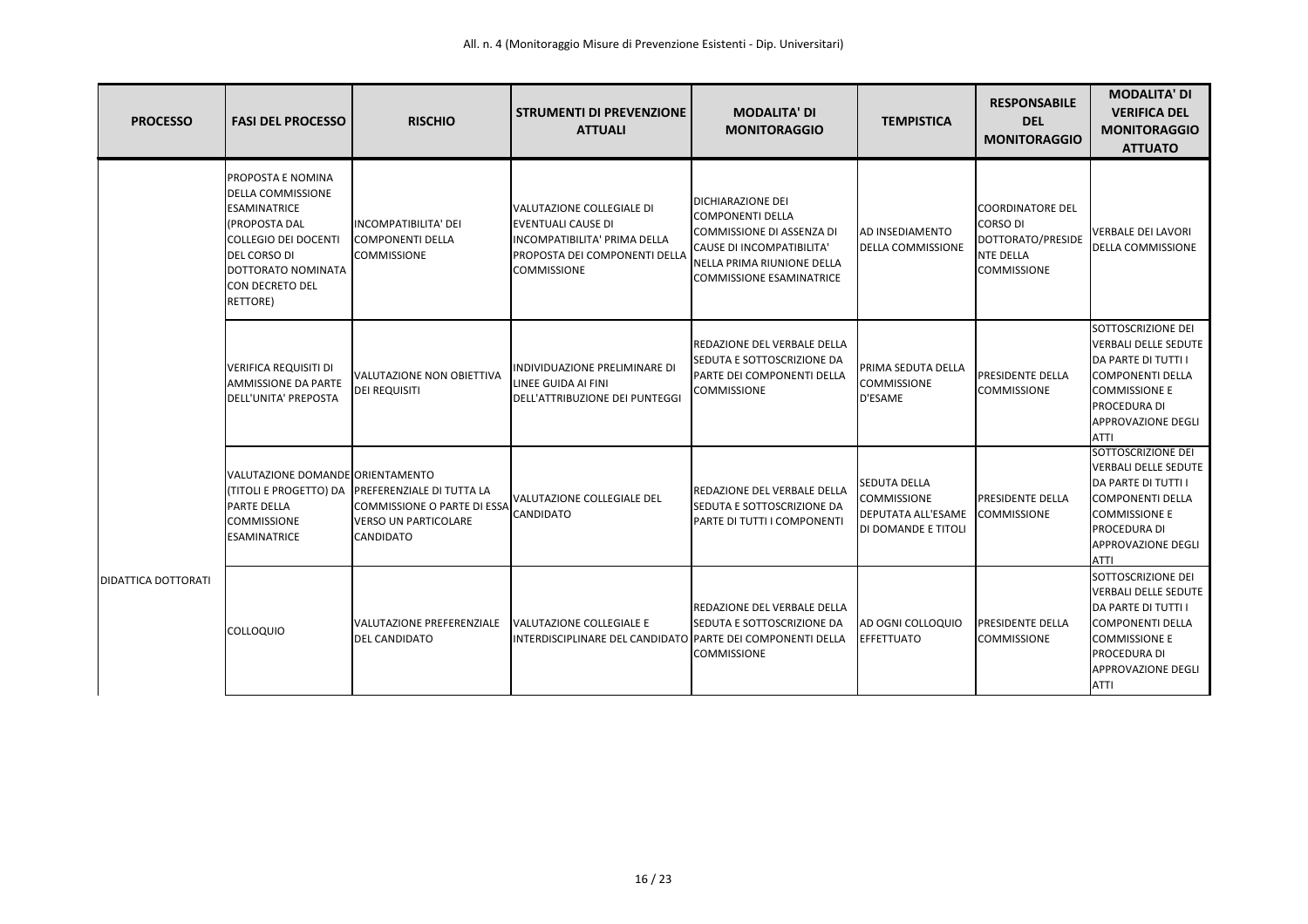| PROCESSO | FASI DEL PROCESSO | RISCHIO | STRUMENTI DI PREVENZIONE ATTUALI | MODALITA' DI MONITORAGGIO | TEMPISTICA | RESPONSABILE DEL MONITORAGGIO | MODALITA' DI VERIFICA DEL MONITORAGGIO ATTUATO |
|---|---|---|---|---|---|---|---|
| DIDATTICA DOTTORATI | PROPOSTA E NOMINA DELLA COMMISSIONE ESAMINATRICE (PROPOSTA DAL COLLEGIO DEI DOCENTI DEL CORSO DI DOTTORATO NOMINATA CON DECRETO DEL RETTORE) | INCOMPATIBILITA' DEI COMPONENTI DELLA COMMISSIONE | VALUTAZIONE COLLEGIALE DI EVENTUALI CAUSE DI INCOMPATIBILITA' PRIMA DELLA PROPOSTA DEI COMPONENTI DELLA COMMISSIONE | DICHIARAZIONE DEI COMPONENTI DELLA COMMISSIONE DI ASSENZA DI CAUSE DI INCOMPATIBILITA' NELLA PRIMA RIUNIONE DELLA COMMISSIONE ESAMINATRICE | AD INSEDIAMENTO DELLA COMMISSIONE | COORDINATORE DEL CORSO DI DOTTORATO/PRESIDENTE DELLA COMMISSIONE | VERBALE DEI LAVORI DELLA COMMISSIONE |
| | VERIFICA REQUISITI DI AMMISSIONE DA PARTE DELL'UNITA' PREPOSTA | VALUTAZIONE NON OBIETTIVA DEI REQUISITI | INDIVIDUAZIONE PRELIMINARE DI LINEE GUIDA AI FINI DELL'ATTRIBUZIONE DEI PUNTEGGI | REDAZIONE DEL VERBALE DELLA SEDUTA E SOTTOSCRIZIONE DA PARTE DEI COMPONENTI DELLA COMMISSIONE | PRIMA SEDUTA DELLA COMMISSIONE D'ESAME | PRESIDENTE DELLA COMMISSIONE | SOTTOSCRIZIONE DEI VERBALI DELLE SEDUTE DA PARTE DI TUTTI I COMPONENTI DELLA COMMISSIONE E PROCEDURA DI APPROVAZIONE DEGLI ATTI |
| | VALUTAZIONE DOMANDE (TITOLI E PROGETTO) DA PARTE DELLA COMMISSIONE ESAMINATRICE | ORIENTAMENTO PREFERENZIALE DI TUTTA LA COMMISSIONE O PARTE DI ESSA VERSO UN PARTICOLARE CANDIDATO | VALUTAZIONE COLLEGIALE DEL CANDIDATO | REDAZIONE DEL VERBALE DELLA SEDUTA E SOTTOSCRIZIONE DA PARTE DI TUTTI I COMPONENTI | SEDUTA DELLA COMMISSIONE DEPUTATA ALL'ESAME DI DOMANDE E TITOLI | PRESIDENTE DELLA COMMISSIONE | SOTTOSCRIZIONE DEI VERBALI DELLE SEDUTE DA PARTE DI TUTTI I COMPONENTI DELLA COMMISSIONE E PROCEDURA DI APPROVAZIONE DEGLI ATTI |
| | COLLOQUIO | VALUTAZIONE PREFERENZIALE DEL CANDIDATO | VALUTAZIONE COLLEGIALE E INTERDISCIPLINARE DEL CANDIDATO | REDAZIONE DEL VERBALE DELLA SEDUTA E SOTTOSCRIZIONE DA PARTE DEI COMPONENTI DELLA COMMISSIONE | AD OGNI COLLOQUIO EFFETTUATO | PRESIDENTE DELLA COMMISSIONE | SOTTOSCRIZIONE DEI VERBALI DELLE SEDUTE DA PARTE DI TUTTI I COMPONENTI DELLA COMMISSIONE E PROCEDURA DI APPROVAZIONE DEGLI ATTI |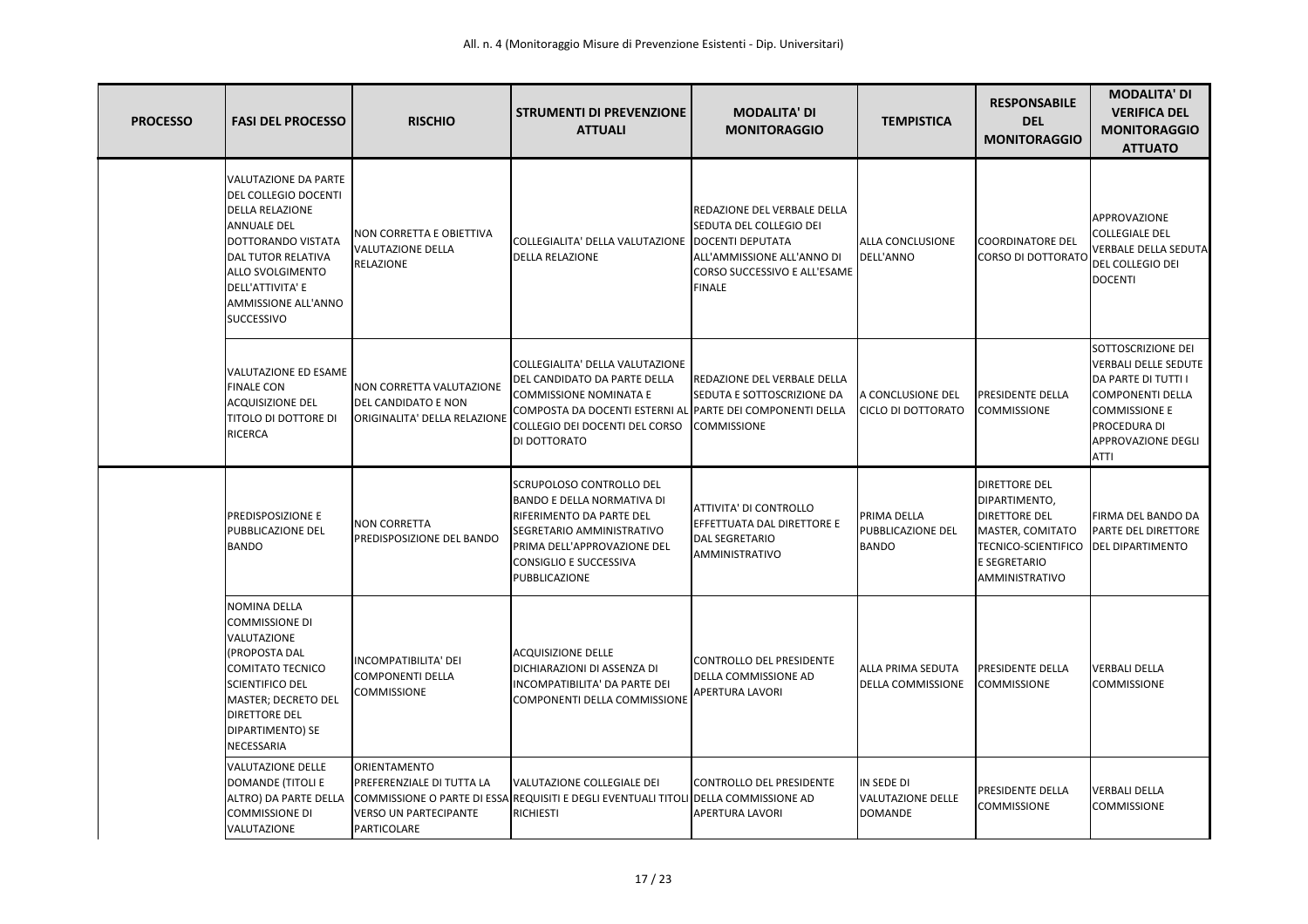All. n. 4 (Monitoraggio Misure di Prevenzione Esistenti - Dip. Universitari)

| PROCESSO | FASI DEL PROCESSO | RISCHIO | STRUMENTI DI PREVENZIONE ATTUALI | MODALITA' DI MONITORAGGIO | TEMPISTICA | RESPONSABILE DEL MONITORAGGIO | MODALITA' DI VERIFICA DEL MONITORAGGIO ATTUATO |
|---|---|---|---|---|---|---|---|
| | VALUTAZIONE DA PARTE DEL COLLEGIO DOCENTI DELLA RELAZIONE ANNUALE DEL DOTTORANDO VISTATA DAL TUTOR RELATIVA ALLO SVOLGIMENTO DELL'ATTIVITA' E AMMISSIONE ALL'ANNO SUCCESSIVO | NON CORRETTA E OBIETTIVA VALUTAZIONE DELLA RELAZIONE | COLLEGIALITA' DELLA VALUTAZIONE DELLA RELAZIONE | REDAZIONE DEL VERBALE DELLA SEDUTA DAL COLLEGIO DEI DOCENTI DEPUTATA ALL'AMMISSIONE ALL'ANNO DI CORSO SUCCESSIVO E ALL'ESAME FINALE | ALLA CONCLUSIONE DELL'ANNO | COORDINATORE DEL CORSO DI DOTTORATO | APPROVAZIONE COLLEGIALE DEL VERBALE DELLA SEDUTA DEL COLLEGIO DEI DOCENTI |
| | VALUTAZIONE ED ESAME FINALE CON ACQUISIZIONE DEL TITOLO DI DOTTORE DI RICERCA | NON CORRETTA VALUTAZIONE DEL CANDIDATO E NON ORIGINALITA' DELLA RELAZIONE | COLLEGIALITA' DELLA VALUTAZIONE DEL CANDIDATO DA PARTE DELLA COMMISSIONE NOMINATA E COMPOSTA DA DOCENTI ESTERNI AL COLLEGIO DEI DOCENTI DEL CORSO DI DOTTORATO | REDAZIONE DEL VERBALE DELLA SEDUTA E SOTTOSCRIZIONE DA PARTE DEI COMPONENTI DELLA COMMISSIONE | A CONCLUSIONE DEL CICLO DI DOTTORATO | PRESIDENTE DELLA COMMISSIONE | SOTTOSCRIZIONE DEI VERBALI DELLE SEDUTE DA PARTE DI TUTTI I COMPONENTI DELLA COMMISSIONE E PROCEDURA DI APPROVAZIONE DEGLI ATTI |
| | PREDISPOSIZIONE E PUBBLICAZIONE DEL BANDO | NON CORRETTA PREDISPOSIZIONE DEL BANDO | SCRUPOLOSO CONTROLLO DEL BANDO E DELLA NORMATIVA DI RIFERIMENTO DA PARTE DEL SEGRETARIO AMMINISTRATIVO PRIMA DELL'APPROVAZIONE DEL CONSIGLIO E SUCCESSIVA PUBBLICAZIONE | ATTIVITA' DI CONTROLLO EFFETTUATA DAL DIRETTORE E DAL SEGRETARIO AMMINISTRATIVO | PRIMA DELLA PUBBLICAZIONE DEL BANDO | DIRETTORE DEL DIPARTIMENTO, DIRETTORE DEL MASTER, COMITATO TECNICO-SCIENTIFICO E SEGRETARIO AMMINISTRATIVO | FIRMA DEL BANDO DA PARTE DEL DIRETTORE DEL DIPARTIMENTO |
| | NOMINA DELLA COMMISSIONE DI VALUTAZIONE (PROPOSTA DAL COMITATO TECNICO SCIENTIFICO DEL MASTER; DECRETO DEL DIRETTORE DEL DIPARTIMENTO) SE NECESSARIA | INCOMPATIBILITA' DEI COMPONENTI DELLA COMMISSIONE | ACQUISIZIONE DELLE DICHIARAZIONI DI ASSENZA DI INCOMPATIBILITA' DA PARTE DEI COMPONENTI DELLA COMMISSIONE | CONTROLLO DEL PRESIDENTE DELLA COMMISSIONE AD APERTURA LAVORI | ALLA PRIMA SEDUTA DELLA COMMISSIONE | PRESIDENTE DELLA COMMISSIONE | VERBALI DELLA COMMISSIONE |
| | VALUTAZIONE DELLE DOMANDE (TITOLI E ALTRO) DA PARTE DELLA COMMISSIONE DI VALUTAZIONE | ORIENTAMENTO PREFERENZIALE DI TUTTA LA COMMISSIONE O PARTE DI ESSA VERSO UN PARTECIPANTE PARTICOLARE | VALUTAZIONE COLLEGIALE DEI REQUISITI E DEGLI EVENTUALI TITOLI RICHIESTI | CONTROLLO DEL PRESIDENTE DELLA COMMISSIONE AD APERTURA LAVORI | IN SEDE DI VALUTAZIONE DELLE DOMANDE | PRESIDENTE DELLA COMMISSIONE | VERBALI DELLA COMMISSIONE |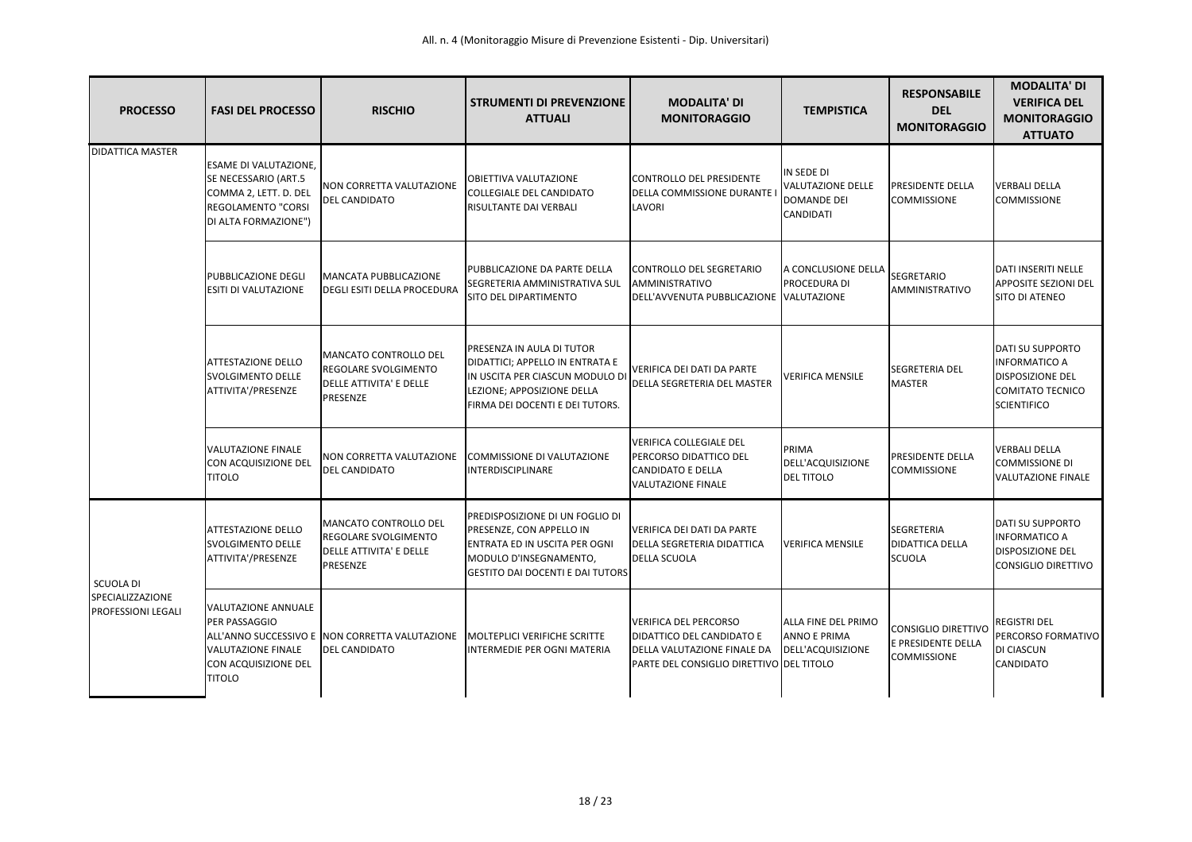All. n. 4 (Monitoraggio Misure di Prevenzione Esistenti - Dip. Universitari)

| PROCESSO | FASI DEL PROCESSO | RISCHIO | STRUMENTI DI PREVENZIONE ATTUALI | MODALITA' DI MONITORAGGIO | TEMPISTICA | RESPONSABILE DEL MONITORAGGIO | MODALITA' DI VERIFICA DEL MONITORAGGIO ATTUATO |
|---|---|---|---|---|---|---|---|
| DIDATTICA MASTER | ESAME DI VALUTAZIONE, SE NECESSARIO (ART.5 COMMA 2, LETT. D. DEL REGOLAMENTO "CORSI DI ALTA FORMAZIONE") | NON CORRETTA VALUTAZIONE DEL CANDIDATO | OBIETTIVA VALUTAZIONE COLLEGIALE DEL CANDIDATO RISULTANTE DAI VERBALI | CONTROLLO DEL PRESIDENTE DELLA COMMISSIONE DURANTE I LAVORI | IN SEDE DI VALUTAZIONE DELLE DOMANDE DEI CANDIDATI | PRESIDENTE DELLA COMMISSIONE | VERBALI DELLA COMMISSIONE |
| | PUBBLICAZIONE DEGLI ESITI DI VALUTAZIONE | MANCATA PUBBLICAZIONE DEGLI ESITI DELLA PROCEDURA | PUBBLICAZIONE DA PARTE DELLA SEGRETERIA AMMINISTRATIVA SUL SITO DEL DIPARTIMENTO | CONTROLLO DEL SEGRETARIO AMMINISTRATIVO DELL'AVVENUTA PUBBLICAZIONE | A CONCLUSIONE DELLA PROCEDURA DI VALUTAZIONE | SEGRETARIO AMMINISTRATIVO | DATI INSERITI NELLE APPOSITE SEZIONI DEL SITO DI ATENEO |
| | ATTESTAZIONE DELLO SVOLGIMENTO DELLE ATTIVITA'/PRESENZE | MANCATO CONTROLLO DEL REGOLARE SVOLGIMENTO DELLE ATTIVITA' E DELLE PRESENZE | PRESENZA IN AULA DI TUTOR DIDATTICI; APPELLO IN ENTRATA E IN USCITA PER CIASCUN MODULO DI LEZIONE; APPOSIZIONE DELLA FIRMA DEI DOCENTI E DEI TUTORS. | VERIFICA DEI DATI DA PARTE DELLA SEGRETERIA DEL MASTER | VERIFICA MENSILE | SEGRETERIA DEL MASTER | DATI SU SUPPORTO INFORMATICO A DISPOSIZIONE DEL COMITATO TECNICO SCIENTIFICO |
| | VALUTAZIONE FINALE CON ACQUISIZIONE DEL TITOLO | NON CORRETTA VALUTAZIONE DEL CANDIDATO | COMMISSIONE DI VALUTAZIONE INTERDISCIPLINARE | VERIFICA COLLEGIALE DEL PERCORSO DIDATTICO DEL CANDIDATO E DELLA VALUTAZIONE FINALE | PRIMA DELL'ACQUISIZIONE DEL TITOLO | PRESIDENTE DELLA COMMISSIONE | VERBALI DELLA COMMISSIONE DI VALUTAZIONE FINALE |
| SCUOLA DI SPECIALIZZAZIONE PROFESSIONI LEGALI | ATTESTAZIONE DELLO SVOLGIMENTO DELLE ATTIVITA'/PRESENZE | MANCATO CONTROLLO DEL REGOLARE SVOLGIMENTO DELLE ATTIVITA' E DELLE PRESENZE | PREDISPOSIZIONE DI UN FOGLIO DI PRESENZE, CON APPELLO IN ENTRATA ED IN USCITA PER OGNI MODULO D'INSEGNAMENTO, GESTITO DAI DOCENTI E DAI TUTORS | VERIFICA DEI DATI DA PARTE DELLA SEGRETERIA DIDATTICA DELLA SCUOLA | VERIFICA MENSILE | SEGRETERIA DIDATTICA DELLA SCUOLA | DATI SU SUPPORTO INFORMATICO A DISPOSIZIONE DEL CONSIGLIO DIRETTIVO |
| | VALUTAZIONE ANNUALE PER PASSAGGIO ALL'ANNO SUCCESSIVO E VALUTAZIONE FINALE CON ACQUISIZIONE DEL TITOLO | NON CORRETTA VALUTAZIONE DEL CANDIDATO | MOLTEPLICI VERIFICHE SCRITTE INTERMEDIE PER OGNI MATERIA | VERIFICA DEL PERCORSO DIDATTICO DEL CANDIDATO E DELLA VALUTAZIONE FINALE DA PARTE DEL CONSIGLIO DIRETTIVO | ALLA FINE DEL PRIMO ANNO E PRIMA DELL'ACQUISIZIONE DEL TITOLO | CONSIGLIO DIRETTIVO E PRESIDENTE DELLA COMMISSIONE | REGISTRI DEL PERCORSO FORMATIVO DI CIASCUN CANDIDATO |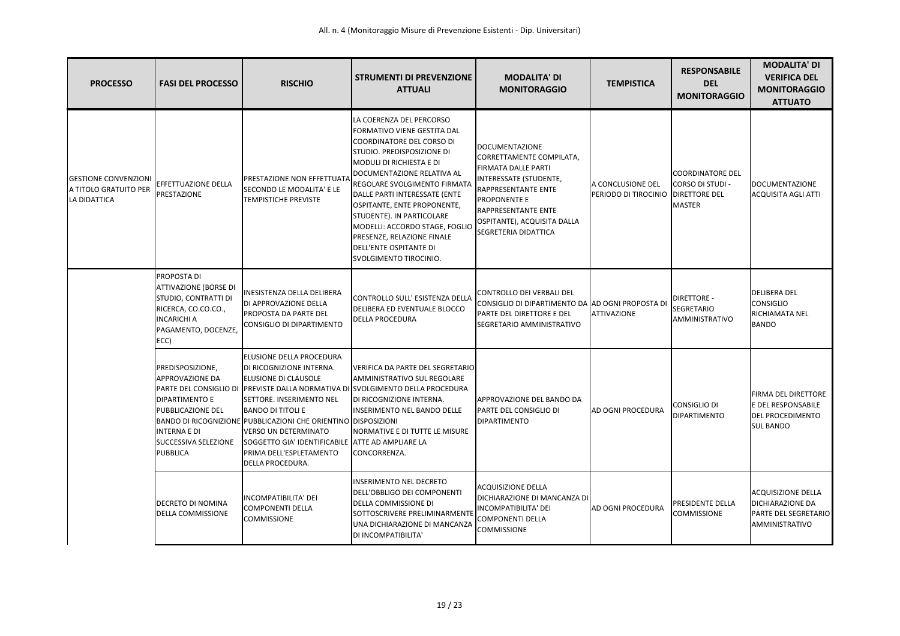| PROCESSO | FASI DEL PROCESSO | RISCHIO | STRUMENTI DI PREVENZIONE ATTUALI | MODALITA' DI MONITORAGGIO | TEMPISTICA | RESPONSABILE DEL MONITORAGGIO | MODALITA' DI VERIFICA DEL MONITORAGGIO ATTUATO |
|---|---|---|---|---|---|---|---|
| GESTIONE CONVENZIONI A TITOLO GRATUITO PER LA DIDATTICA | EFFETTUAZIONE DELLA PRESTAZIONE | PRESTAZIONE NON EFFETTUATA SECONDO LE MODALITA' E LE TEMPISTICHE PREVISTE | LA COERENZA DEL PERCORSO FORMATIVO VIENE GESTITA DAL COORDINATORE DEL CORSO DI STUDIO. PREDISPOSIZIONE DI MODULI DI RICHIESTA E DI DOCUMENTAZIONE RELATIVA AL REGOLARE SVOLGIMENTO FIRMATA DALLE PARTI INTERESSATE (ENTE OSPITANTE, ENTE PROPONENTE, STUDENTE). IN PARTICOLARE MODELLI: ACCORDO STAGE, FOGLIO PRESENZE, RELAZIONE FINALE DELL'ENTE OSPITANTE DI SVOLGIMENTO TIROCINIO. | DOCUMENTAZIONE CORRETTAMENTE COMPILATA, FIRMATA DALLE PARTI INTERESSATE (STUDENTE, RAPPRESENTANTE ENTE PROPONENTE E RAPPRESENTANTE ENTE OSPITANTE), ACQUISITA DALLA SEGRETERIA DIDATTICA | A CONCLUSIONE DEL PERIODO DI TIROCINIO | COORDINATORE DEL CORSO DI STUDI - DIRETTORE DEL MASTER | DOCUMENTAZIONE ACQUISITA AGLI ATTI |
| | PROPOSTA DI ATTIVAZIONE (BORSE DI STUDIO, CONTRATTI DI RICERCA, CO.CO.CO., INCARICHI A PAGAMENTO, DOCENZE, ECC) | INESISTENZA DELLA DELIBERA DI APPROVAZIONE DELLA PROPOSTA DA PARTE DEL CONSIGLIO DI DIPARTIMENTO | CONTROLLO SULL' ESISTENZA DELLA DELIBERA ED EVENTUALE BLOCCO DELLA PROCEDURA | CONTROLLO DEI VERBALI DEL CONSIGLIO DI DIPARTIMENTO DA PARTE DEL DIRETTORE E DEL SEGRETARIO AMMINISTRATIVO | AD OGNI PROPOSTA DI ATTIVAZIONE | DIRETTORE - SEGRETARIO AMMINISTRATIVO | DELIBERA DEL CONSIGLIO RICHIAMATA NEL BANDO |
| | PREDISPOSIZIONE, APPROVAZIONE DA PARTE DEL CONSIGLIO DI DIPARTIMENTO E PUBBLICAZIONE DEL BANDO DI RICOGNIZIONE INTERNA E DI SUCCESSIVA SELEZIONE PUBBLICA | ELUSIONE DELLA PROCEDURA DI RICOGNIZIONE INTERNA. ELUSIONE DI CLAUSOLE PREVISTE DALLA NORMATIVA DI SETTORE. INSERIMENTO NEL BANDO DI TITOLI E PUBBLICAZIONI CHE ORIENTINO VERSO UN DETERMINATO SOGGETTO GIA' IDENTIFICABILE PRIMA DELL'ESPLETAMENTO DELLA PROCEDURA. | VERIFICA DA PARTE DEL SEGRETARIO AMMINISTRATIVO SUL REGOLARE SVOLGIMENTO DELLA PROCEDURA DI RICOGNIZIONE INTERNA. INSERIMENTO NEL BANDO DELLE DISPOSIZIONI NORMATIVE E DI TUTTE LE MISURE ATTE AD AMPLIARE LA CONCORRENZA. | APPROVAZIONE DEL BANDO DA PARTE DEL CONSIGLIO DI DIPARTIMENTO | AD OGNI PROCEDURA | CONSIGLIO DI DIPARTIMENTO | FIRMA DEL DIRETTORE E DEL RESPONSABILE DEL PROCEDIMENTO SUL BANDO |
| | DECRETO DI NOMINA DELLA COMMISSIONE | INCOMPATIBILITA' DEI COMPONENTI DELLA COMMISSIONE | INSERIMENTO NEL DECRETO DELL'OBBLIGO DEI COMPONENTI DELLA COMMISSIONE DI SOTTOSCRIVERE PRELIMINARMENTE UNA DICHIARAZIONE DI MANCANZA DI INCOMPATIBILITA' | ACQUISIZIONE DELLA DICHIARAZIONE DI MANCANZA DI INCOMPATIBILITA' DEI COMPONENTI DELLA COMMISSIONE | AD OGNI PROCEDURA | PRESIDENTE DELLA COMMISSIONE | ACQUISIZIONE DELLA DICHIARAZIONE DA PARTE DEL SEGRETARIO AMMINISTRATIVO |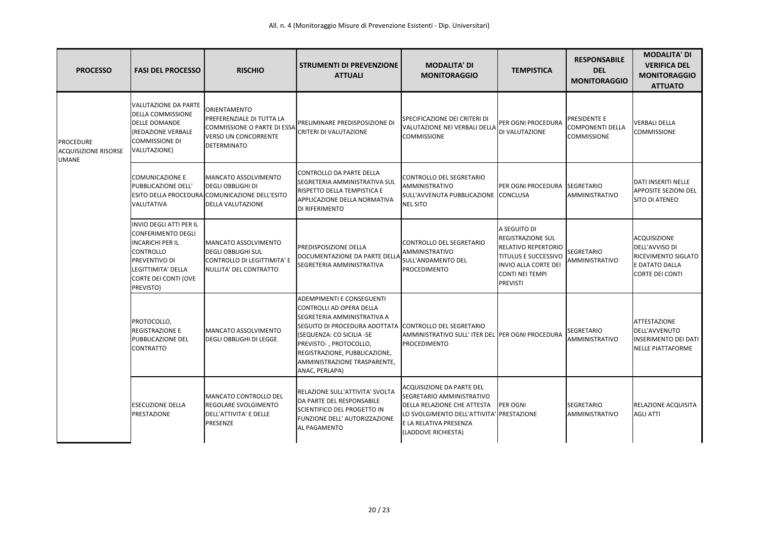| PROCESSO | FASI DEL PROCESSO | RISCHIO | STRUMENTI DI PREVENZIONE ATTUALI | MODALITA' DI MONITORAGGIO | TEMPISTICA | RESPONSABILE DEL MONITORAGGIO | MODALITA' DI VERIFICA DEL MONITORAGGIO ATTUATO |
|---|---|---|---|---|---|---|---|
| PROCEDURE ACQUISIZIONE RISORSE UMANE | VALUTAZIONE DA PARTE DELLA COMMISSIONE DELLE DOMANDE (REDAZIONE VERBALE COMMISSIONE DI VALUTAZIONE) | ORIENTAMENTO PREFERENZIALE DI TUTTA LA COMMISSIONE O PARTE DI ESSA VERSO UN CONCORRENTE DETERMINATO | PRELIMINARE PREDISPOSIZIONE DI CRITERI DI VALUTAZIONE | SPECIFICAZIONE DEI CRITERI DI VALUTAZIONE NEI VERBALI DELLA COMMISSIONE | PER OGNI PROCEDURA DI VALUTAZIONE | PRESIDENTE E COMPONENTI DELLA COMMISSIONE | VERBALI DELLA COMMISSIONE |
| | COMUNICAZIONE E PUBBLICAZIONE DELL' ESITO DELLA PROCEDURA VALUTATIVA | MANCATO ASSOLVIMENTO DEGLI OBBLIGHI DI COMUNICAZIONE DELL'ESITO DELLA VALUTAZIONE | CONTROLLO DA PARTE DELLA SEGRETERIA AMMINISTRATIVA SUL RISPETTO DELLA TEMPISTICA E APPLICAZIONE DELLA NORMATIVA DI RIFERIMENTO | CONTROLLO DEL SEGRETARIO AMMINISTRATIVO SULL'AVVENUTA PUBBLICAZIONE NEL SITO | PER OGNI PROCEDURA CONCLUSA | SEGRETARIO AMMINISTRATIVO | DATI INSERITI NELLE APPOSITE SEZIONI DEL SITO DI ATENEO |
| | INVIO DEGLI ATTI PER IL CONFERIMENTO DEGLI INCARICHI PER IL CONTROLLO PREVENTIVO DI LEGITTIMITA' DELLA CORTE DEI CONTI (OVE PREVISTO) | MANCATO ASSOLVIMENTO DEGLI OBBLIGHI SUL CONTROLLO DI LEGITTIMITA' E NULLITA' DEL CONTRATTO | PREDISPOSIZIONE DELLA DOCUMENTAZIONE DA PARTE DELLA SEGRETERIA AMMINISTRATIVA | CONTROLLO DEL SEGRETARIO AMMINISTRATIVO SULL'ANDAMENTO DEL PROCEDIMENTO | A SEGUITO DI REGISTRAZIONE SUL RELATIVO REPERTORIO TITULUS E SUCCESSIVO INVIO ALLA CORTE DEI CONTI NEI TEMPI PREVISTI | SEGRETARIO AMMINISTRATIVO | ACQUISIZIONE DELL'AVVISO DI RICEVIMENTO SIGLATO E DATATO DALLA CORTE DEI CONTI |
| | PROTOCOLLO, REGISTRAZIONE E PUBBLICAZIONE DEL CONTRATTO | MANCATO ASSOLVIMENTO DEGLI OBBLIGHI DI LEGGE | ADEMPIMENTI E CONSEGUENTI CONTROLLI AD OPERA DELLA SEGRETERIA AMMINISTRATIVA A SEGUITO DI PROCEDURA ADOTTATA (SEQUENZA: CO SICILIA -SE PREVISTO- , PROTOCOLLO, REGISTRAZIONE, PUBBLICAZIONE, AMMINISTRAZIONE TRASPARENTE, ANAC, PERLAPA) | CONTROLLO DEL SEGRETARIO AMMINISTRATIVO SULL' ITER DEL PROCEDIMENTO | PER OGNI PROCEDURA | SEGRETARIO AMMINISTRATIVO | ATTESTAZIONE DELL'AVVENUTO INSERIMENTO DEI DATI NELLE PIATTAFORME |
| | ESECUZIONE DELLA PRESTAZIONE | MANCATO CONTROLLO DEL REGOLARE SVOLGIMENTO DELL'ATTIVITA' E DELLE PRESENZE | RELAZIONE SULL'ATTIVITA' SVOLTA DA PARTE DEL RESPONSABILE SCIENTIFICO DEL PROGETTO IN FUNZIONE DELL' AUTORIZZAZIONE AL PAGAMENTO | ACQUISIZIONE DA PARTE DEL SEGRETARIO AMMINISTRATIVO DELLA RELAZIONE CHE ATTESTA LO SVOLGIMENTO DELL'ATTIVITA' E LA RELATIVA PRESENZA (LADDOVE RICHIESTA) | PER OGNI PRESTAZIONE | SEGRETARIO AMMINISTRATIVO | RELAZIONE ACQUISITA AGLI ATTI |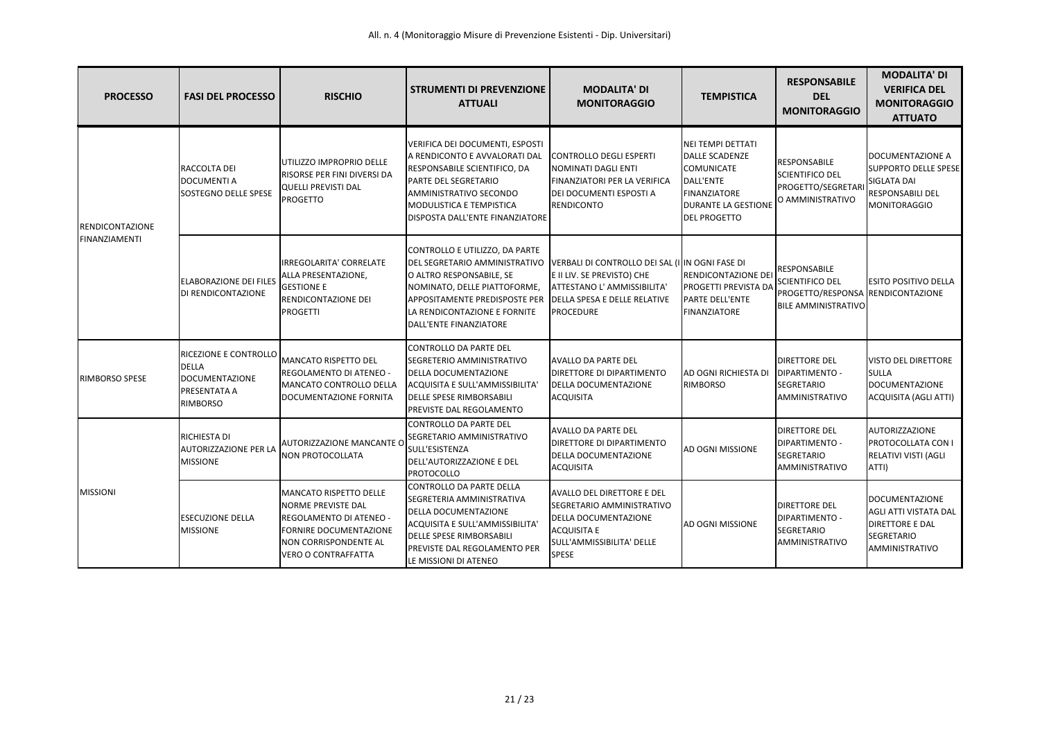| PROCESSO | FASI DEL PROCESSO | RISCHIO | STRUMENTI DI PREVENZIONE ATTUALI | MODALITA' DI MONITORAGGIO | TEMPISTICA | RESPONSABILE DEL MONITORAGGIO | MODALITA' DI VERIFICA DEL MONITORAGGIO ATTUATO |
|---|---|---|---|---|---|---|---|
| RENDICONTAZIONE FINANZIAMENTI | RACCOLTA DEI DOCUMENTI A SOSTEGNO DELLE SPESE | UTILIZZO IMPROPRIO DELLE RISORSE PER FINI DIVERSI DA QUELLI PREVISTI DAL PROGETTO | VERIFICA DEI DOCUMENTI, ESPOSTI A RENDICONTO E AVVALORATI DAL RESPONSABILE SCIENTIFICO, DA PARTE DEL SEGRETARIO AMMINISTRATIVO SECONDO MODULISTICA E TEMPISTICA DISPOSTA DALL'ENTE FINANZIATORE | CONTROLLO DEGLI ESPERTI NOMINATI DAGLI ENTI FINANZIATORI PER LA VERIFICA DEI DOCUMENTI ESPOSTI A RENDICONTO | NEI TEMPI DETTATI DALLE SCADENZE COMUNICATE DALL'ENTE FINANZIATORE DURANTE LA GESTIONE DEL PROGETTO | RESPONSABILE SCIENTIFICO DEL PROGETTO/SEGRETARIO AMMINISTRATIVO | DOCUMENTAZIONE A SUPPORTO DELLE SPESE SIGLATA DAI RESPONSABILI DEL MONITORAGGIO |
| | ELABORAZIONE DEI FILES DI RENDICONTAZIONE | IRREGOLARITA' CORRELATE ALLA PRESENTAZIONE, GESTIONE E RENDICONTAZIONE DEI PROGETTI | CONTROLLO E UTILIZZO, DA PARTE DEL SEGRETARIO AMMINISTRATIVO O ALTRO RESPONSABILE, SE NOMINATO, DELLE PIATTOFORME, APPOSITAMENTE PREDISPOSTE PER LA RENDICONTAZIONE E FORNITE DALL'ENTE FINANZIATORE | VERBALI DI CONTROLLO DEI SAL (I E II LIV. SE PREVISTO) CHE ATTESTANO L' AMMISSIBILITA' DELLA SPESA E DELLE RELATIVE PROCEDURE | IN OGNI FASE DI RENDICONTAZIONE DEI PROGETTI PREVISTA DA PARTE DELL'ENTE FINANZIATORE | RESPONSABILE SCIENTIFICO DEL PROGETTO/RESPONSABILE AMMINISTRATIVO | ESITO POSITIVO DELLA RENDICONTAZIONE |
| RIMBORSO SPESE | RICEZIONE E CONTROLLO DELLA DOCUMENTAZIONE PRESENTATA A RIMBORSO | MANCATO RISPETTO DEL REGOLAMENTO DI ATENEO - MANCATO CONTROLLO DELLA DOCUMENTAZIONE FORNITA | CONTROLLO DA PARTE DEL SEGRETERIO AMMINISTRATIVO DELLA DOCUMENTAZIONE ACQUISITA E SULL'AMMISSIBILITA' DELLE SPESE RIMBORSABILI PREVISTE DAL REGOLAMENTO | AVALLO DA PARTE DEL DIRETTORE DI DIPARTIMENTO DELLA DOCUMENTAZIONE ACQUISITA | AD OGNI RICHIESTA DI RIMBORSO | DIRETTORE DEL DIPARTIMENTO - SEGRETARIO AMMINISTRATIVO | VISTO DEL DIRETTORE SULLA DOCUMENTAZIONE ACQUISITA (AGLI ATTI) |
| MISSIONI | RICHIESTA DI AUTORIZZAZIONE PER LA MISSIONE | AUTORIZZAZIONE MANCANTE O NON PROTOCOLLATA | CONTROLLO DA PARTE DEL SEGRETARIO AMMINISTRATIVO SULL'ESISTENZA DELL'AUTORIZZAZIONE E DEL PROTOCOLLO | AVALLO DA PARTE DEL DIRETTORE DI DIPARTIMENTO DELLA DOCUMENTAZIONE ACQUISITA | AD OGNI MISSIONE | DIRETTORE DEL DIPARTIMENTO - SEGRETARIO AMMINISTRATIVO | AUTORIZZAZIONE PROTOCOLLATA CON I RELATIVI VISTI (AGLI ATTI) |
| | ESECUZIONE DELLA MISSIONE | MANCATO RISPETTO DELLE NORME PREVISTE DAL REGOLAMENTO DI ATENEO - FORNIRE DOCUMENTAZIONE NON CORRISPONDENTE AL VERO O CONTRAFFATTA | CONTROLLO DA PARTE DELLA SEGRETERIA AMMINISTRATIVA DELLA DOCUMENTAZIONE ACQUISITA E SULL'AMMISSIBILITA' DELLE SPESE RIMBORSABILI PREVISTE DAL REGOLAMENTO PER LE MISSIONI DI ATENEO | AVALLO DEL DIRETTORE E DEL SEGRETARIO AMMINISTRATIVO DELLA DOCUMENTAZIONE ACQUISITA E SULL'AMMISSIBILITA' DELLE SPESE | AD OGNI MISSIONE | DIRETTORE DEL DIPARTIMENTO - SEGRETARIO AMMINISTRATIVO | DOCUMENTAZIONE AGLI ATTI VISTATA DAL DIRETTORE E DAL SEGRETARIO AMMINISTRATIVO |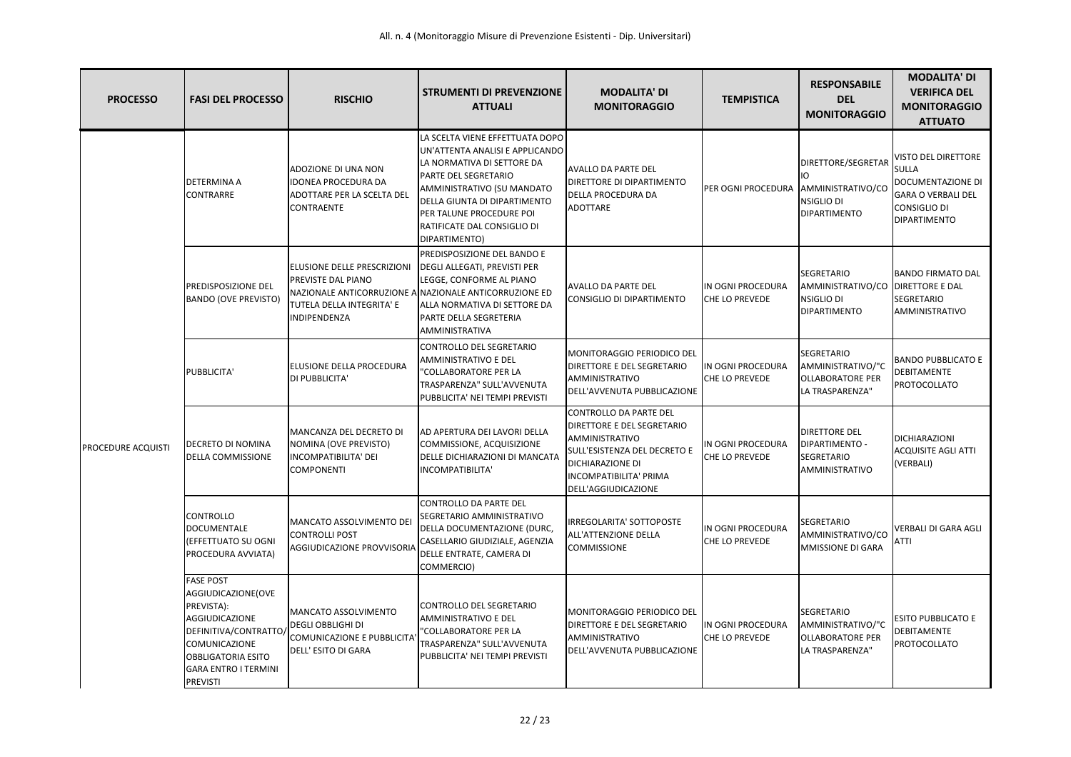| PROCESSO | FASI DEL PROCESSO | RISCHIO | STRUMENTI DI PREVENZIONE ATTUALI | MODALITA' DI MONITORAGGIO | TEMPISTICA | RESPONSABILE DEL MONITORAGGIO | MODALITA' DI VERIFICA DEL MONITORAGGIO ATTUATO |
|---|---|---|---|---|---|---|---|
| PROCEDURE ACQUISTI | DETERMINA A CONTRARRE | ADOZIONE DI UNA NON IDONEA PROCEDURA DA ADOTTARE PER LA SCELTA DEL CONTRAENTE | LA SCELTA VIENE EFFETTUATA DOPO UN'ATTENTA ANALISI E APPLICANDO LA NORMATIVA DI SETTORE DA PARTE DEL SEGRETARIO AMMINISTRATIVO (SU MANDATO DELLA GIUNTA DI DIPARTIMENTO PER TALUNE PROCEDURE POI RATIFICATE DAL CONSIGLIO DI DIPARTIMENTO) | AVALLO DA PARTE DEL DIRETTORE DI DIPARTIMENTO DELLA PROCEDURA DA ADOTTARE | PER OGNI PROCEDURA | DIRETTORE/SEGRETARIO AMMINISTRATIVO/CONSIGLIO DI DIPARTIMENTO | VISTO DEL DIRETTORE SULLA DOCUMENTAZIONE DI GARA O VERBALI DEL CONSIGLIO DI DIPARTIMENTO |
| | PREDISPOSIZIONE DEL BANDO (OVE PREVISTO) | ELUSIONE DELLE PRESCRIZIONI PREVISTE DAL PIANO NAZIONALE ANTICORRUZIONE A TUTELA DELLA INTEGRITA' E INDIPENDENZA | PREDISPOSIZIONE DEL BANDO E DEGLI ALLEGATI, PREVISTI PER LEGGE, CONFORME AL PIANO NAZIONALE ANTICORRUZIONE ED ALLA NORMATIVA DI SETTORE DA PARTE DELLA SEGRETERIA AMMINISTRATIVA | AVALLO DA PARTE DEL CONSIGLIO DI DIPARTIMENTO | IN OGNI PROCEDURA CHE LO PREVEDE | SEGRETARIO AMMINISTRATIVO/CONSIGLIO DI DIPARTIMENTO | BANDO FIRMATO DAL DIRETTORE E DAL SEGRETARIO AMMINISTRATIVO |
| | PUBBLICITA' | ELUSIONE DELLA PROCEDURA DI PUBBLICITA' | CONTROLLO DEL SEGRETARIO AMMINISTRATIVO E DEL "COLLABORATORE PER LA TRASPARENZA" SULL'AVVENUTA PUBBLICITA' NEI TEMPI PREVISTI | MONITORAGGIO PERIODICO DEL DIRETTORE E DEL SEGRETARIO AMMINISTRATIVO DELL'AVVENUTA PUBBLICAZIONE | IN OGNI PROCEDURA CHE LO PREVEDE | SEGRETARIO AMMINISTRATIVO/"COLLABORATORE PER LA TRASPARENZA" | BANDO PUBBLICATO E DEBITAMENTE PROTOCOLLATO |
| | DECRETO DI NOMINA DELLA COMMISSIONE | MANCANZA DEL DECRETO DI NOMINA (OVE PREVISTO) INCOMPATIBILITA' DEI COMPONENTI | AD APERTURA DEI LAVORI DELLA COMMISSIONE, ACQUISIZIONE DELLE DICHIARAZIONI DI MANCATA INCOMPATIBILITA' | CONTROLLO DA PARTE DEL DIRETTORE E DEL SEGRETARIO AMMINISTRATIVO SULL'ESISTENZA DEL DECRETO E DICHIARAZIONE DI INCOMPATIBILITA' PRIMA DELL'AGGIUDICAZIONE | IN OGNI PROCEDURA CHE LO PREVEDE | DIRETTORE DEL DIPARTIMENTO - SEGRETARIO AMMINISTRATIVO | DICHIARAZIONI ACQUISITE AGLI ATTI (VERBALI) |
| | CONTROLLO DOCUMENTALE (EFFETTUATO SU OGNI PROCEDURA AVVIATA) | MANCATO ASSOLVIMENTO DEI CONTROLLI POST AGGIUDICAZIONE PROVVISORIA | CONTROLLO DA PARTE DEL SEGRETARIO AMMINISTRATIVO DELLA DOCUMENTAZIONE (DURC, CASELLARIO GIUDIZIALE, AGENZIA DELLE ENTRATE, CAMERA DI COMMERCIO) | IRREGOLARITA' SOTTOPOSTE ALL'ATTENZIONE DELLA COMMISSIONE | IN OGNI PROCEDURA CHE LO PREVEDE | SEGRETARIO AMMINISTRATIVO/COMMISSIONE DI GARA | VERBALI DI GARA AGLI ATTI |
| | FASE POST AGGIUDICAZIONE(OVE PREVISTA): AGGIUDICAZIONE DEFINITIVA/CONTRATTO/ COMUNICAZIONE OBBLIGATORIA ESITO GARA ENTRO I TERMINI PREVISTI | MANCATO ASSOLVIMENTO DEGLI OBBLIGHI DI COMUNICAZIONE E PUBBLICITA' DELL' ESITO DI GARA | CONTROLLO DEL SEGRETARIO AMMINISTRATIVO E DEL "COLLABORATORE PER LA TRASPARENZA" SULL'AVVENUTA PUBBLICITA' NEI TEMPI PREVISTI | MONITORAGGIO PERIODICO DEL DIRETTORE E DEL SEGRETARIO AMMINISTRATIVO DELL'AVVENUTA PUBBLICAZIONE | IN OGNI PROCEDURA CHE LO PREVEDE | SEGRETARIO AMMINISTRATIVO/"COLLABORATORE PER LA TRASPARENZA" | ESITO PUBBLICATO E DEBITAMENTE PROTOCOLLATO |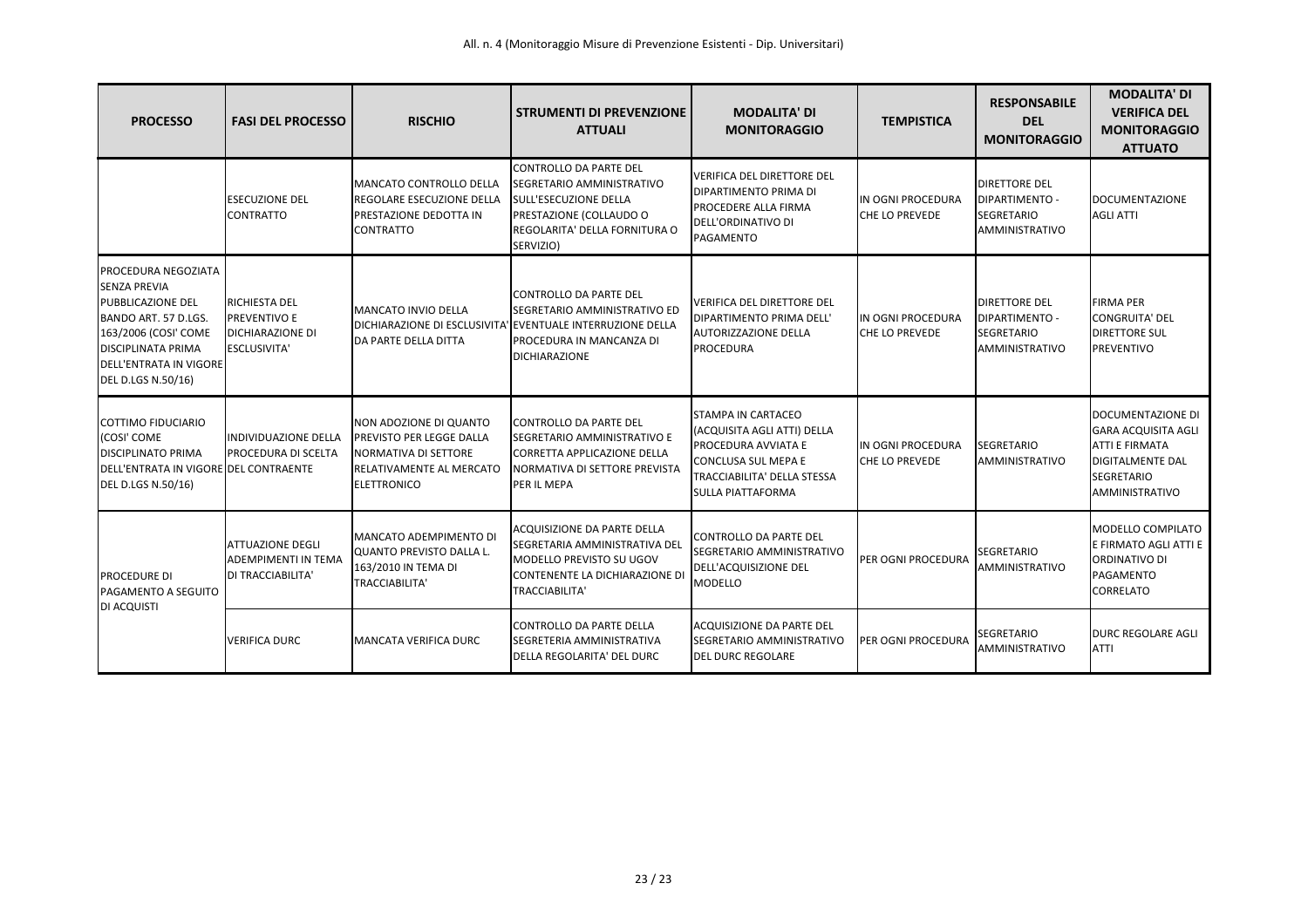| PROCESSO | FASI DEL PROCESSO | RISCHIO | STRUMENTI DI PREVENZIONE ATTUALI | MODALITA' DI MONITORAGGIO | TEMPISTICA | RESPONSABILE DEL MONITORAGGIO | MODALITA' DI VERIFICA DEL MONITORAGGIO ATTUATO |
|---|---|---|---|---|---|---|---|
| | ESECUZIONE DEL CONTRATTO | MANCATO CONTROLLO DELLA REGOLARE ESECUZIONE DELLA PRESTAZIONE DEDOTTA IN CONTRATTO | CONTROLLO DA PARTE DEL SEGRETARIO AMMINISTRATIVO SULL'ESECUZIONE DELLA PRESTAZIONE (COLLAUDO O REGOLARITA' DELLA FORNITURA O SERVIZIO) | VERIFICA DEL DIRETTORE DEL DIPARTIMENTO PRIMA DI PROCEDERE ALLA FIRMA DELL'ORDINATIVO DI PAGAMENTO | IN OGNI PROCEDURA CHE LO PREVEDE | DIRETTORE DEL DIPARTIMENTO - SEGRETARIO AMMINISTRATIVO | DOCUMENTAZIONE AGLI ATTI |
| PROCEDURA NEGOZIATA SENZA PREVIA PUBBLICAZIONE DEL BANDO ART. 57 D.LGS. 163/2006 (COSI' COME DISCIPLINATA PRIMA DELL'ENTRATA IN VIGORE DEL D.LGS N.50/16) | RICHIESTA DEL PREVENTIVO E DICHIARAZIONE DI ESCLUSIVITA' | MANCATO INVIO DELLA DICHIARAZIONE DI ESCLUSIVITA' DA PARTE DELLA DITTA | CONTROLLO DA PARTE DEL SEGRETARIO AMMINISTRATIVO ED EVENTUALE INTERRUZIONE DELLA PROCEDURA IN MANCANZA DI DICHIARAZIONE | VERIFICA DEL DIRETTORE DEL DIPARTIMENTO PRIMA DELL' AUTORIZZAZIONE DELLA PROCEDURA | IN OGNI PROCEDURA CHE LO PREVEDE | DIRETTORE DEL DIPARTIMENTO - SEGRETARIO AMMINISTRATIVO | FIRMA PER CONGRUITA' DEL DIRETTORE SUL PREVENTIVO |
| COTTIMO FIDUCIARIO (COSI' COME DISCIPLINATO PRIMA DELL'ENTRATA IN VIGORE DEL D.LGS N.50/16) | INDIVIDUAZIONE DELLA PROCEDURA DI SCELTA DEL CONTRAENTE | NON ADOZIONE DI QUANTO PREVISTO PER LEGGE DALLA NORMATIVA DI SETTORE RELATIVAMENTE AL MERCATO ELETTRONICO | CONTROLLO DA PARTE DEL SEGRETARIO AMMINISTRATIVO E CORRETTA APPLICAZIONE DELLA NORMATIVA DI SETTORE PREVISTA PER IL MEPA | STAMPA IN CARTACEO (ACQUISITA AGLI ATTI) DELLA PROCEDURA AVVIATA E CONCLUSA SUL MEPA E TRACCIABILITA' DELLA STESSA SULLA PIATTAFORMA | IN OGNI PROCEDURA CHE LO PREVEDE | SEGRETARIO AMMINISTRATIVO | DOCUMENTAZIONE DI GARA ACQUISITA AGLI ATTI E FIRMATA DIGITALMENTE DAL SEGRETARIO AMMINISTRATIVO |
| PROCEDURE DI PAGAMENTO A SEGUITO DI ACQUISTI | ATTUAZIONE DEGLI ADEMPIMENTI IN TEMA DI TRACCIABILITA' | MANCATO ADEMPIMENTO DI QUANTO PREVISTO DALLA L. 163/2010 IN TEMA DI TRACCIABILITA' | ACQUISIZIONE DA PARTE DELLA SEGRETARIA AMMINISTRATIVA DEL MODELLO PREVISTO SU UGOV CONTENENTE LA DICHIARAZIONE DI TRACCIABILITA' | CONTROLLO DA PARTE DEL SEGRETARIO AMMINISTRATIVO DELL'ACQUISIZIONE DEL MODELLO | PER OGNI PROCEDURA | SEGRETARIO AMMINISTRATIVO | MODELLO COMPILATO E FIRMATO AGLI ATTI E ORDINATIVO DI PAGAMENTO CORRELATO |
| | VERIFICA DURC | MANCATA VERIFICA DURC | CONTROLLO DA PARTE DELLA SEGRETERIA AMMINISTRATIVA DELLA REGOLARITA' DEL DURC | ACQUISIZIONE DA PARTE DEL SEGRETARIO AMMINISTRATIVO DEL DURC REGOLARE | PER OGNI PROCEDURA | SEGRETARIO AMMINISTRATIVO | DURC REGOLARE AGLI ATTI |